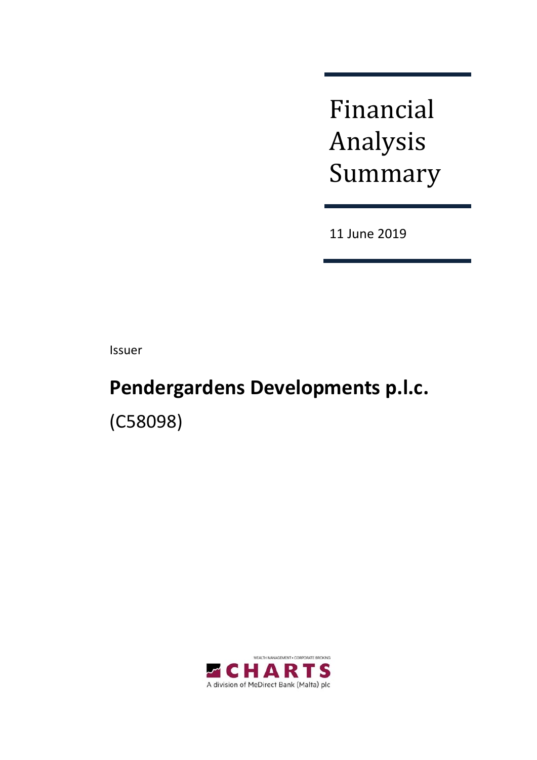# Financial Analysis Summary

11 June 2019

Issuer

## Pendergardens Developments p.l.c.

(C58098)

WEALTH MANAGEMENT • CORPORATE BROKING

CHARTS

A division of MeDirect Bank (Malta) plc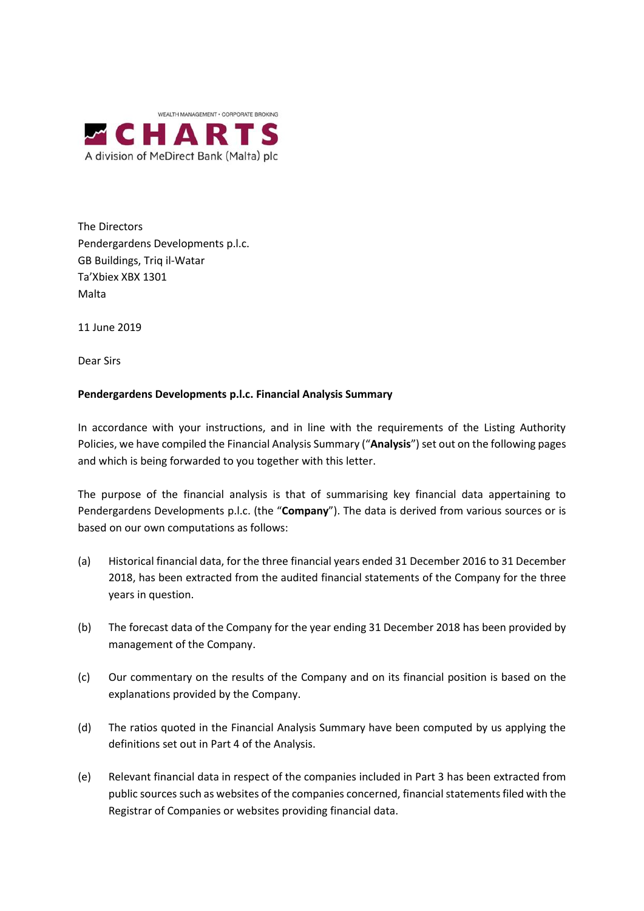WEALTH MANAGEMENT • CORPORATE BROKING

**CHARTS**

A division of MeDirect Bank (Malta) plc

The Directors
Pendergardens Developments p.l.c.
GB Buildings, Triq il-Watar
Ta'Xbiex XBX 1301
Malta

11 June 2019

Dear Sirs

**Pendergardens Developments p.l.c. Financial Analysis Summary**

In accordance with your instructions, and in line with the requirements of the Listing Authority Policies, we have compiled the Financial Analysis Summary ("**Analysis**") set out on the following pages and which is being forwarded to you together with this letter.

The purpose of the financial analysis is that of summarising key financial data appertaining to Pendergardens Developments p.l.c. (the "**Company**"). The data is derived from various sources or is based on our own computations as follows:

(a) Historical financial data, for the three financial years ended 31 December 2016 to 31 December 2018, has been extracted from the audited financial statements of the Company for the three years in question.

(b) The forecast data of the Company for the year ending 31 December 2018 has been provided by management of the Company.

(c) Our commentary on the results of the Company and on its financial position is based on the explanations provided by the Company.

(d) The ratios quoted in the Financial Analysis Summary have been computed by us applying the definitions set out in Part 4 of the Analysis.

(e) Relevant financial data in respect of the companies included in Part 3 has been extracted from public sources such as websites of the companies concerned, financial statements filed with the Registrar of Companies or websites providing financial data.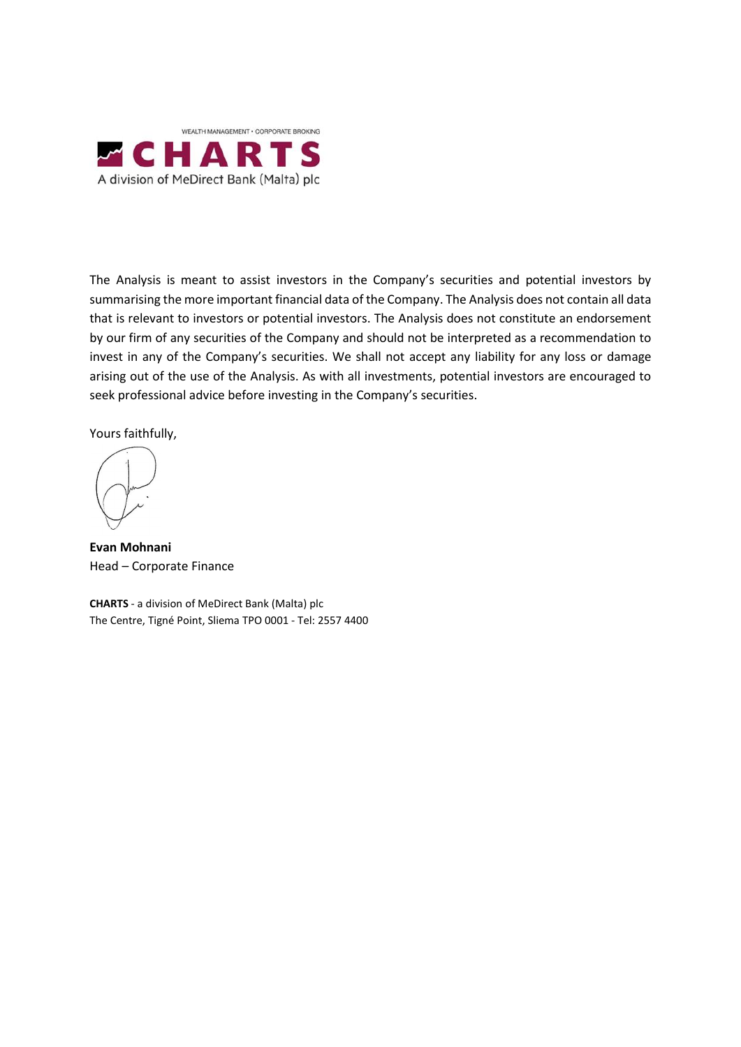WEALTH MANAGEMENT • CORPORATE BROKING

**CHARTS**

A division of MeDirect Bank (Malta) plc

The Analysis is meant to assist investors in the Company's securities and potential investors by summarising the more important financial data of the Company. The Analysis does not contain all data that is relevant to investors or potential investors. The Analysis does not constitute an endorsement by our firm of any securities of the Company and should not be interpreted as a recommendation to invest in any of the Company's securities. We shall not accept any liability for any loss or damage arising out of the use of the Analysis. As with all investments, potential investors are encouraged to seek professional advice before investing in the Company's securities.

Yours faithfully,

**Evan Mohnani**
Head – Corporate Finance

**CHARTS** - a division of MeDirect Bank (Malta) plc
The Centre, Tigné Point, Sliema TPO 0001 - Tel: 2557 4400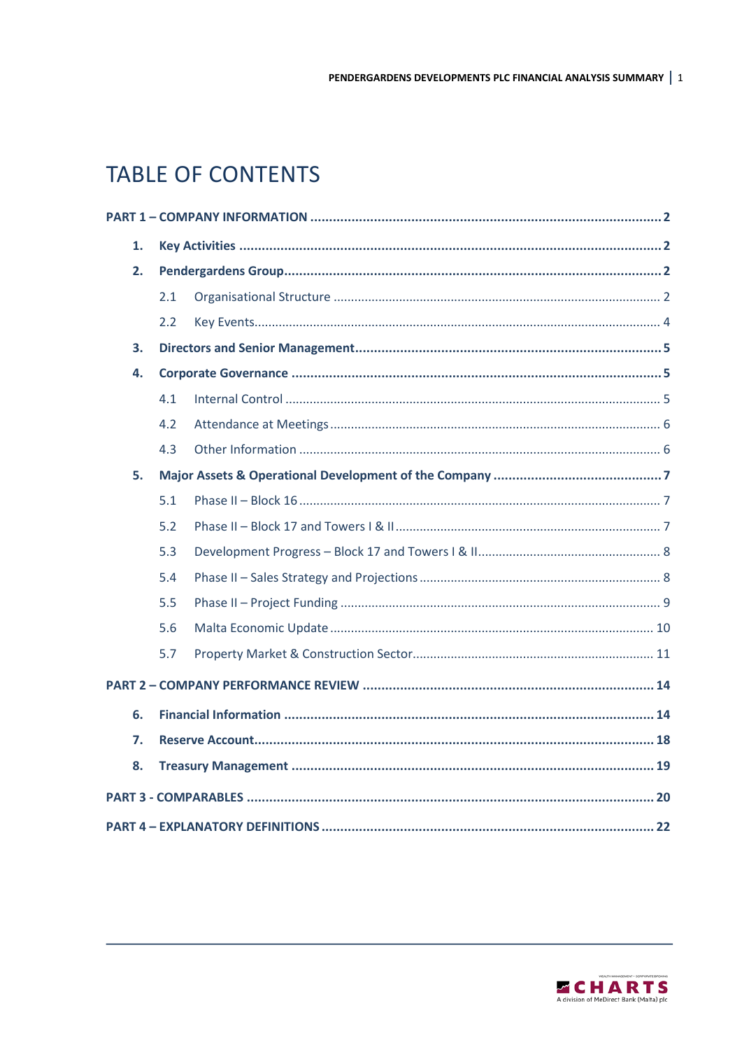# TABLE OF CONTENTS

**PART 1 – COMPANY INFORMATION** ..... **2**

1. **Key Activities** ..... **2**
2. **Pendergardens Group** ..... **2**
   - 2.1 Organisational Structure ..... 2
   - 2.2 Key Events ..... 4
3. **Directors and Senior Management** ..... **5**
4. **Corporate Governance** ..... **5**
   - 4.1 Internal Control ..... 5
   - 4.2 Attendance at Meetings ..... 6
   - 4.3 Other Information ..... 6
5. **Major Assets & Operational Development of the Company** ..... **7**
   - 5.1 Phase II – Block 16 ..... 7
   - 5.2 Phase II – Block 17 and Towers I & II ..... 7
   - 5.3 Development Progress – Block 17 and Towers I & II ..... 8
   - 5.4 Phase II – Sales Strategy and Projections ..... 8
   - 5.5 Phase II – Project Funding ..... 9
   - 5.6 Malta Economic Update ..... 10
   - 5.7 Property Market & Construction Sector ..... 11

**PART 2 – COMPANY PERFORMANCE REVIEW** ..... **14**

6. **Financial Information** ..... **14**
7. **Reserve Account** ..... **18**
8. **Treasury Management** ..... **19**

**PART 3 - COMPARABLES** ..... **20**

**PART 4 – EXPLANATORY DEFINITIONS** ..... **22**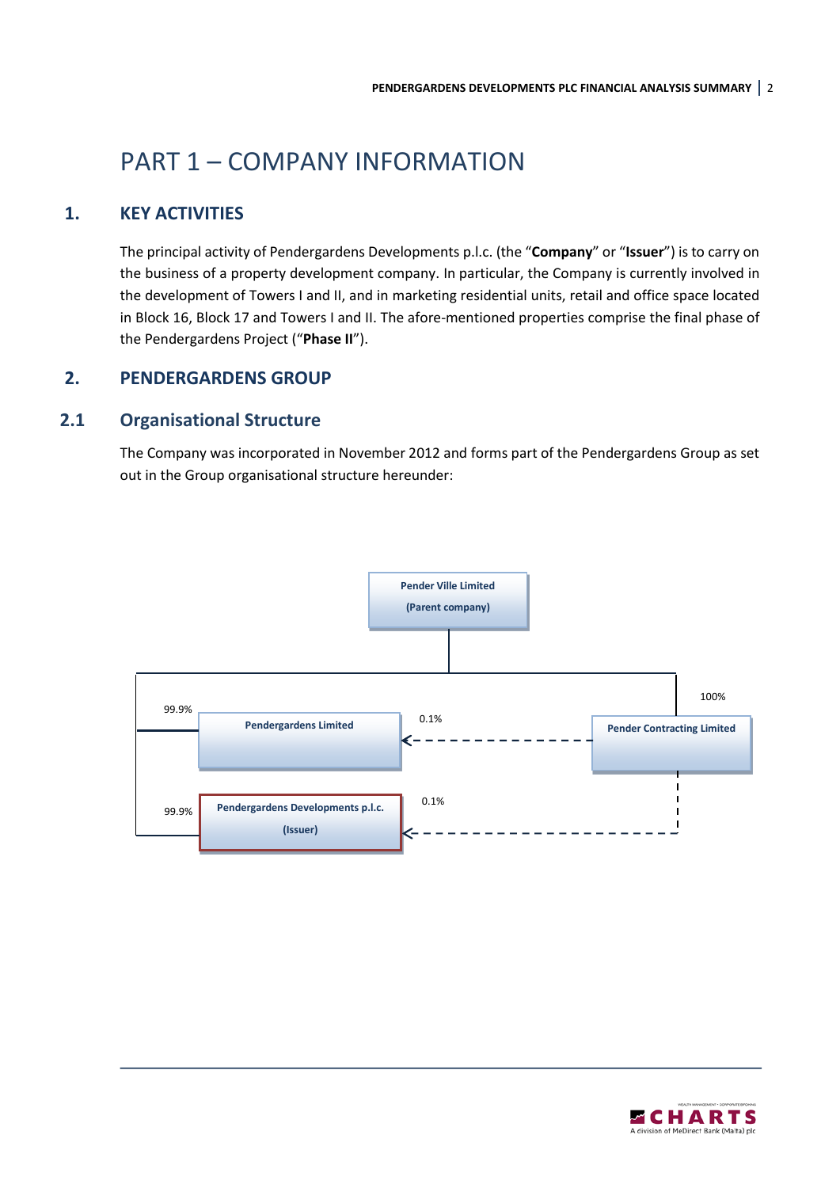# PART 1 – COMPANY INFORMATION

## 1. KEY ACTIVITIES

The principal activity of Pendergardens Developments p.l.c. (the "**Company**" or "**Issuer**") is to carry on the business of a property development company. In particular, the Company is currently involved in the development of Towers I and II, and in marketing residential units, retail and office space located in Block 16, Block 17 and Towers I and II. The afore-mentioned properties comprise the final phase of the Pendergardens Project ("**Phase II**").

## 2. PENDERGARDENS GROUP

### 2.1 Organisational Structure

The Company was incorporated in November 2012 and forms part of the Pendergardens Group as set out in the Group organisational structure hereunder:

**Pender Ville Limited (Parent company)**

- 99.9% → Pendergardens Limited
- 99.9% → Pendergardens Developments p.l.c. (Issuer)
- 100% → Pender Contracting Limited

**Pender Contracting Limited**

- 0.1% → Pendergardens Limited
- 0.1% → Pendergardens Developments p.l.c. (Issuer)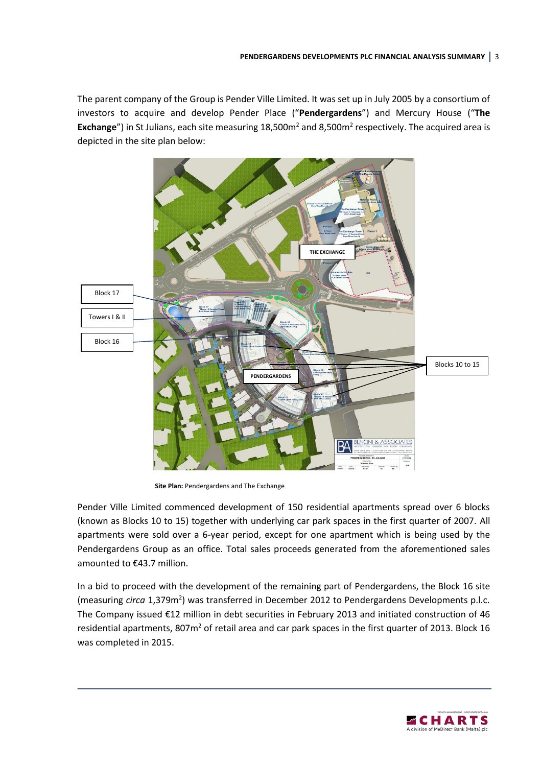The parent company of the Group is Pender Ville Limited. It was set up in July 2005 by a consortium of investors to acquire and develop Pender Place ("**Pendergardens**") and Mercury House ("**The Exchange**") in St Julians, each site measuring 18,500m$^2$ and 8,500m$^2$ respectively. The acquired area is depicted in the site plan below:

**Site Plan:** Pendergardens and The Exchange

Pender Ville Limited commenced development of 150 residential apartments spread over 6 blocks (known as Blocks 10 to 15) together with underlying car park spaces in the first quarter of 2007. All apartments were sold over a 6-year period, except for one apartment which is being used by the Pendergardens Group as an office. Total sales proceeds generated from the aforementioned sales amounted to €43.7 million.

In a bid to proceed with the development of the remaining part of Pendergardens, the Block 16 site (measuring *circa* 1,379m$^2$) was transferred in December 2012 to Pendergardens Developments p.l.c. The Company issued €12 million in debt securities in February 2013 and initiated construction of 46 residential apartments, 807m$^2$ of retail area and car park spaces in the first quarter of 2013. Block 16 was completed in 2015.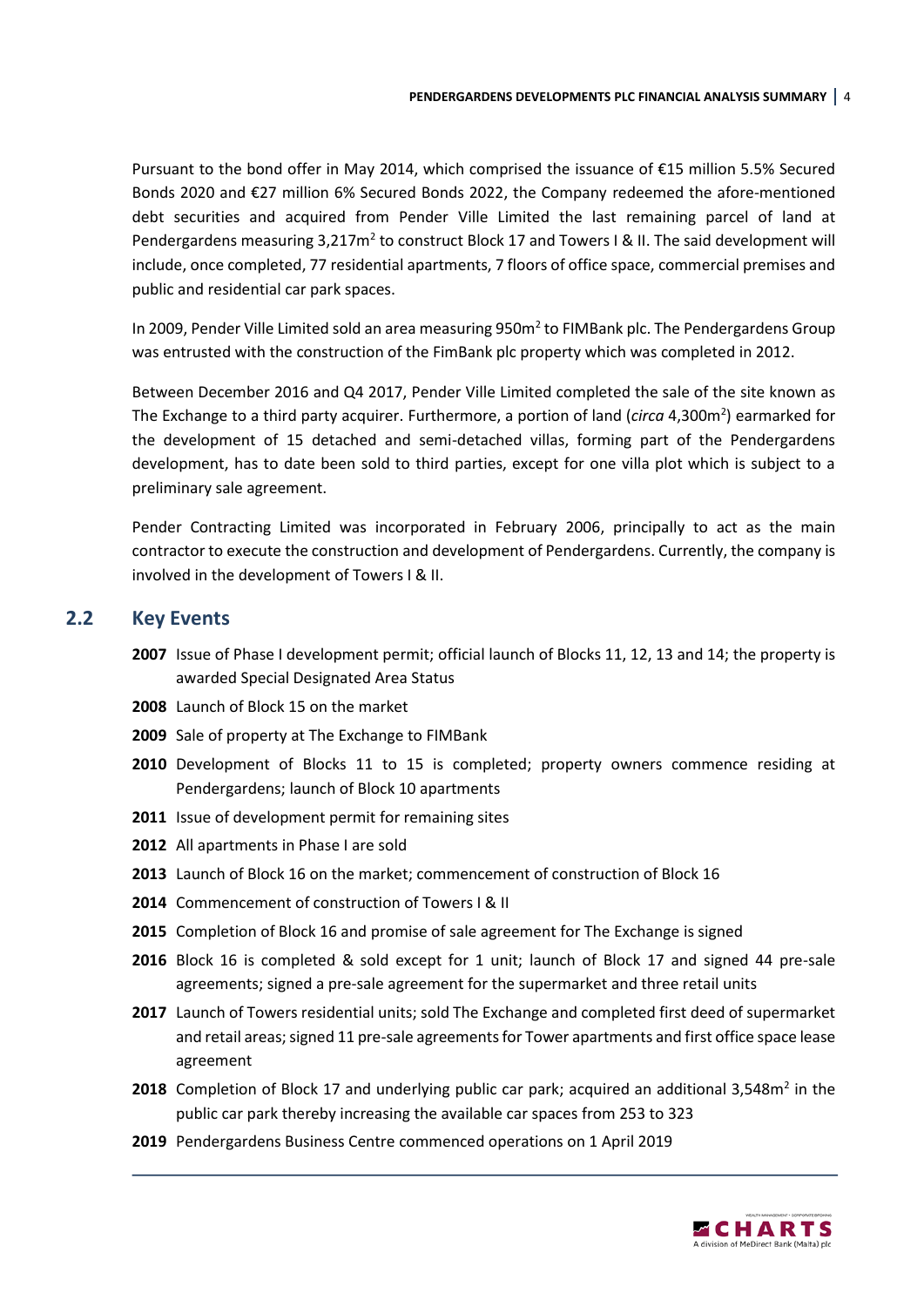Pursuant to the bond offer in May 2014, which comprised the issuance of €15 million 5.5% Secured Bonds 2020 and €27 million 6% Secured Bonds 2022, the Company redeemed the afore-mentioned debt securities and acquired from Pender Ville Limited the last remaining parcel of land at Pendergardens measuring 3,217m$^2$ to construct Block 17 and Towers I & II. The said development will include, once completed, 77 residential apartments, 7 floors of office space, commercial premises and public and residential car park spaces.

In 2009, Pender Ville Limited sold an area measuring 950m$^2$ to FIMBank plc. The Pendergardens Group was entrusted with the construction of the FimBank plc property which was completed in 2012.

Between December 2016 and Q4 2017, Pender Ville Limited completed the sale of the site known as The Exchange to a third party acquirer. Furthermore, a portion of land (*circa* 4,300m$^2$) earmarked for the development of 15 detached and semi-detached villas, forming part of the Pendergardens development, has to date been sold to third parties, except for one villa plot which is subject to a preliminary sale agreement.

Pender Contracting Limited was incorporated in February 2006, principally to act as the main contractor to execute the construction and development of Pendergardens. Currently, the company is involved in the development of Towers I & II.

## 2.2 Key Events

**2007** Issue of Phase I development permit; official launch of Blocks 11, 12, 13 and 14; the property is awarded Special Designated Area Status

**2008** Launch of Block 15 on the market

**2009** Sale of property at The Exchange to FIMBank

**2010** Development of Blocks 11 to 15 is completed; property owners commence residing at Pendergardens; launch of Block 10 apartments

**2011** Issue of development permit for remaining sites

**2012** All apartments in Phase I are sold

**2013** Launch of Block 16 on the market; commencement of construction of Block 16

**2014** Commencement of construction of Towers I & II

**2015** Completion of Block 16 and promise of sale agreement for The Exchange is signed

**2016** Block 16 is completed & sold except for 1 unit; launch of Block 17 and signed 44 pre-sale agreements; signed a pre-sale agreement for the supermarket and three retail units

**2017** Launch of Towers residential units; sold The Exchange and completed first deed of supermarket and retail areas; signed 11 pre-sale agreements for Tower apartments and first office space lease agreement

**2018** Completion of Block 17 and underlying public car park; acquired an additional 3,548m$^2$ in the public car park thereby increasing the available car spaces from 253 to 323

**2019** Pendergardens Business Centre commenced operations on 1 April 2019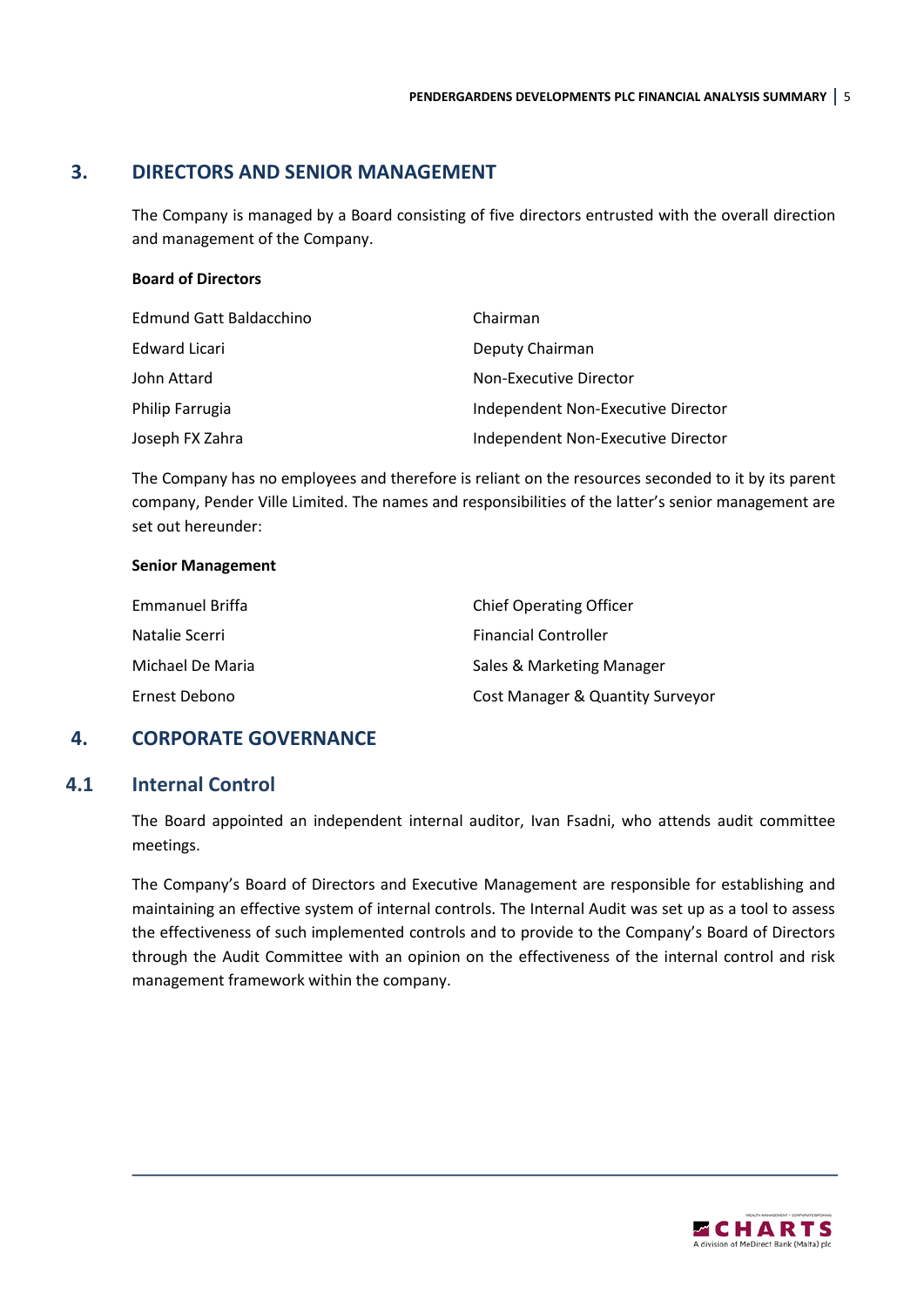## 3. DIRECTORS AND SENIOR MANAGEMENT

The Company is managed by a Board consisting of five directors entrusted with the overall direction and management of the Company.

**Board of Directors**

| | |
|---|---|
| Edmund Gatt Baldacchino | Chairman |
| Edward Licari | Deputy Chairman |
| John Attard | Non-Executive Director |
| Philip Farrugia | Independent Non-Executive Director |
| Joseph FX Zahra | Independent Non-Executive Director |

The Company has no employees and therefore is reliant on the resources seconded to it by its parent company, Pender Ville Limited. The names and responsibilities of the latter's senior management are set out hereunder:

**Senior Management**

| | |
|---|---|
| Emmanuel Briffa | Chief Operating Officer |
| Natalie Scerri | Financial Controller |
| Michael De Maria | Sales & Marketing Manager |
| Ernest Debono | Cost Manager & Quantity Surveyor |

## 4. CORPORATE GOVERNANCE

### 4.1 Internal Control

The Board appointed an independent internal auditor, Ivan Fsadni, who attends audit committee meetings.

The Company's Board of Directors and Executive Management are responsible for establishing and maintaining an effective system of internal controls. The Internal Audit was set up as a tool to assess the effectiveness of such implemented controls and to provide to the Company's Board of Directors through the Audit Committee with an opinion on the effectiveness of the internal control and risk management framework within the company.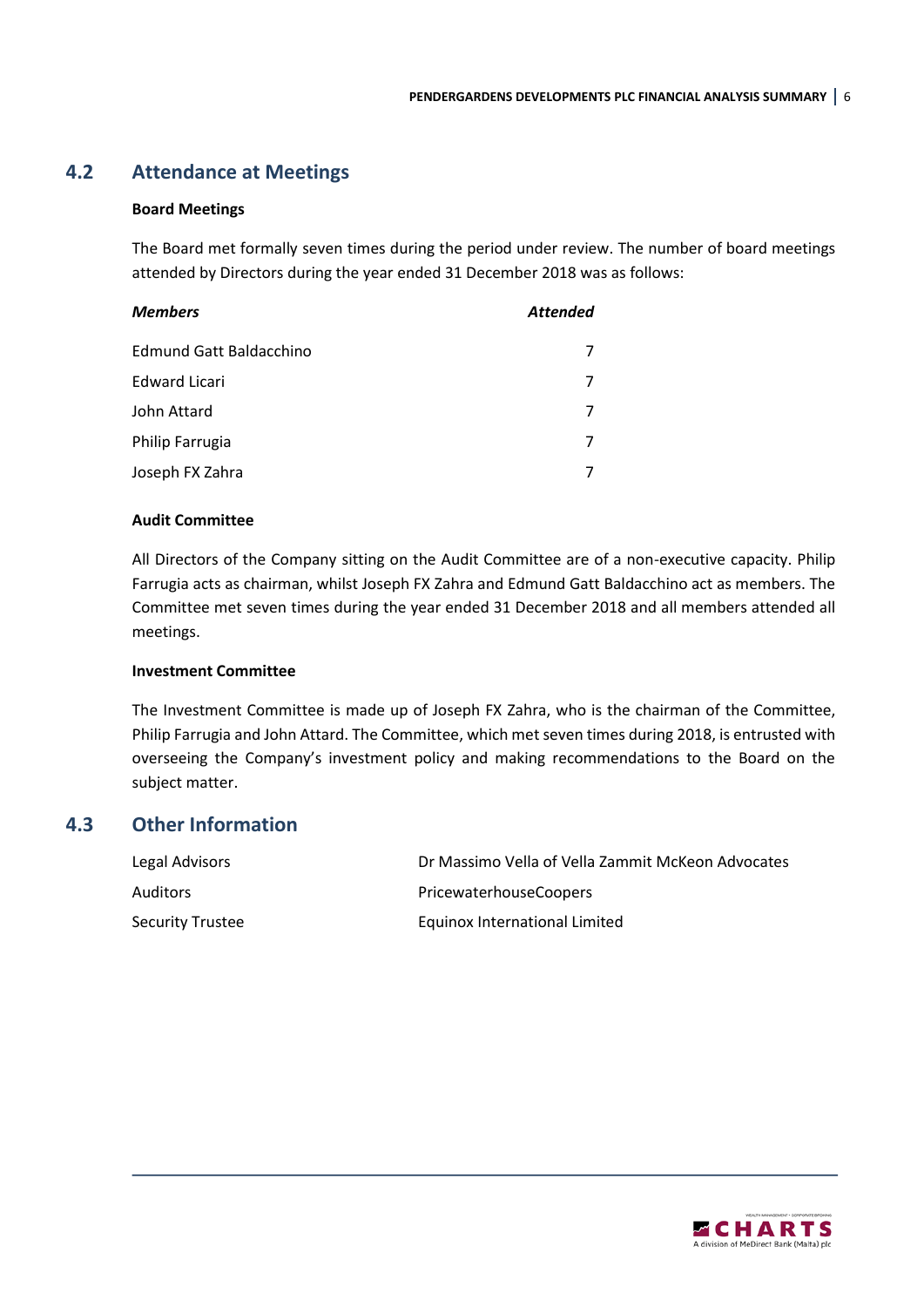## 4.2 Attendance at Meetings

**Board Meetings**

The Board met formally seven times during the period under review. The number of board meetings attended by Directors during the year ended 31 December 2018 was as follows:

| ***Members*** | ***Attended*** |
|---|---|
| Edmund Gatt Baldacchino | 7 |
| Edward Licari | 7 |
| John Attard | 7 |
| Philip Farrugia | 7 |
| Joseph FX Zahra | 7 |

**Audit Committee**

All Directors of the Company sitting on the Audit Committee are of a non-executive capacity. Philip Farrugia acts as chairman, whilst Joseph FX Zahra and Edmund Gatt Baldacchino act as members. The Committee met seven times during the year ended 31 December 2018 and all members attended all meetings.

**Investment Committee**

The Investment Committee is made up of Joseph FX Zahra, who is the chairman of the Committee, Philip Farrugia and John Attard. The Committee, which met seven times during 2018, is entrusted with overseeing the Company's investment policy and making recommendations to the Board on the subject matter.

## 4.3 Other Information

| | |
|---|---|
| Legal Advisors | Dr Massimo Vella of Vella Zammit McKeon Advocates |
| Auditors | PricewaterhouseCoopers |
| Security Trustee | Equinox International Limited |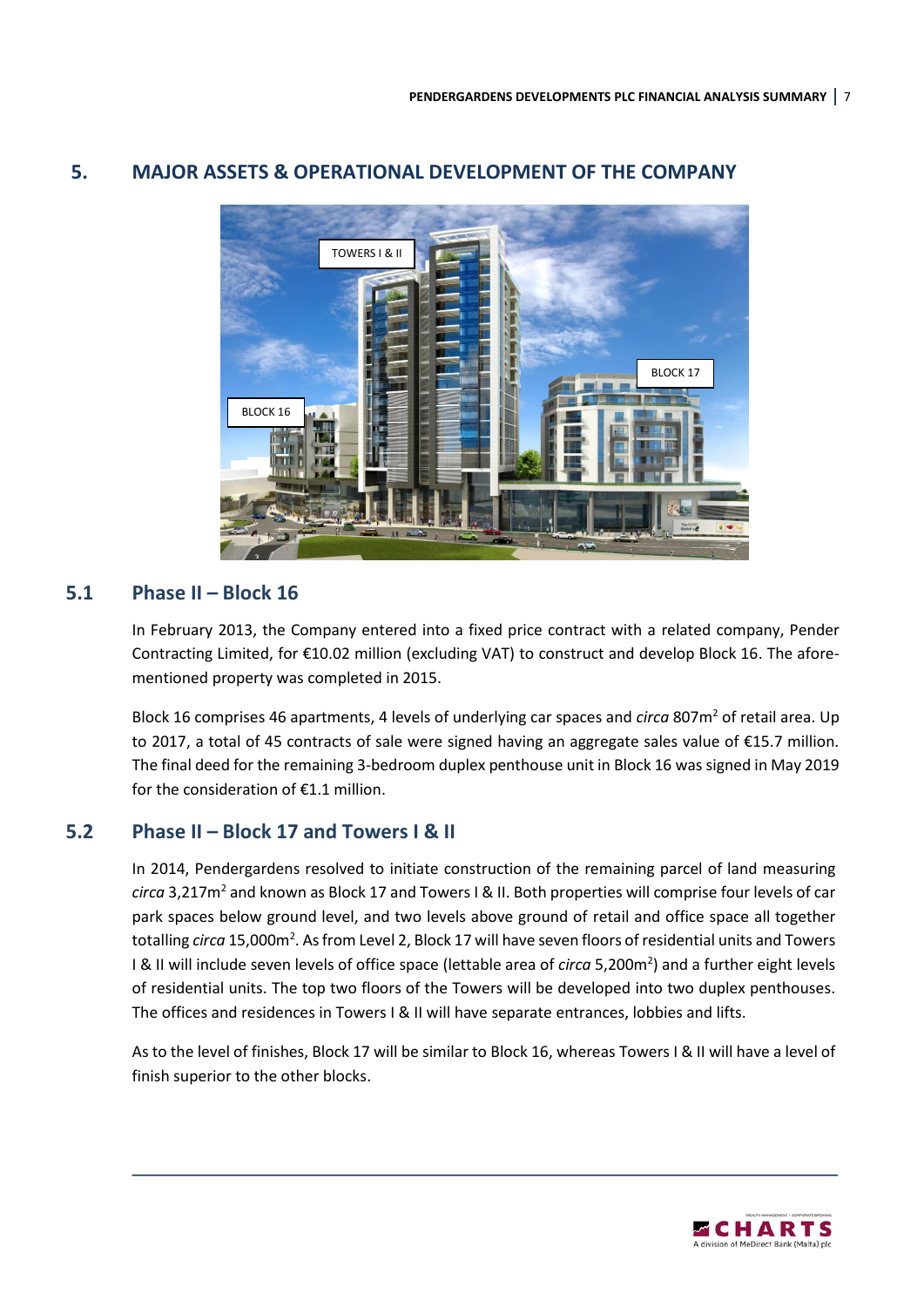## 5. MAJOR ASSETS & OPERATIONAL DEVELOPMENT OF THE COMPANY

### 5.1 Phase II – Block 16

In February 2013, the Company entered into a fixed price contract with a related company, Pender Contracting Limited, for €10.02 million (excluding VAT) to construct and develop Block 16. The afore-mentioned property was completed in 2015.

Block 16 comprises 46 apartments, 4 levels of underlying car spaces and *circa* 807m$^2$ of retail area. Up to 2017, a total of 45 contracts of sale were signed having an aggregate sales value of €15.7 million. The final deed for the remaining 3-bedroom duplex penthouse unit in Block 16 was signed in May 2019 for the consideration of €1.1 million.

### 5.2 Phase II – Block 17 and Towers I & II

In 2014, Pendergardens resolved to initiate construction of the remaining parcel of land measuring *circa* 3,217m$^2$ and known as Block 17 and Towers I & II. Both properties will comprise four levels of car park spaces below ground level, and two levels above ground of retail and office space all together totalling *circa* 15,000m$^2$. As from Level 2, Block 17 will have seven floors of residential units and Towers I & II will include seven levels of office space (lettable area of *circa* 5,200m$^2$) and a further eight levels of residential units. The top two floors of the Towers will be developed into two duplex penthouses. The offices and residences in Towers I & II will have separate entrances, lobbies and lifts.

As to the level of finishes, Block 17 will be similar to Block 16, whereas Towers I & II will have a level of finish superior to the other blocks.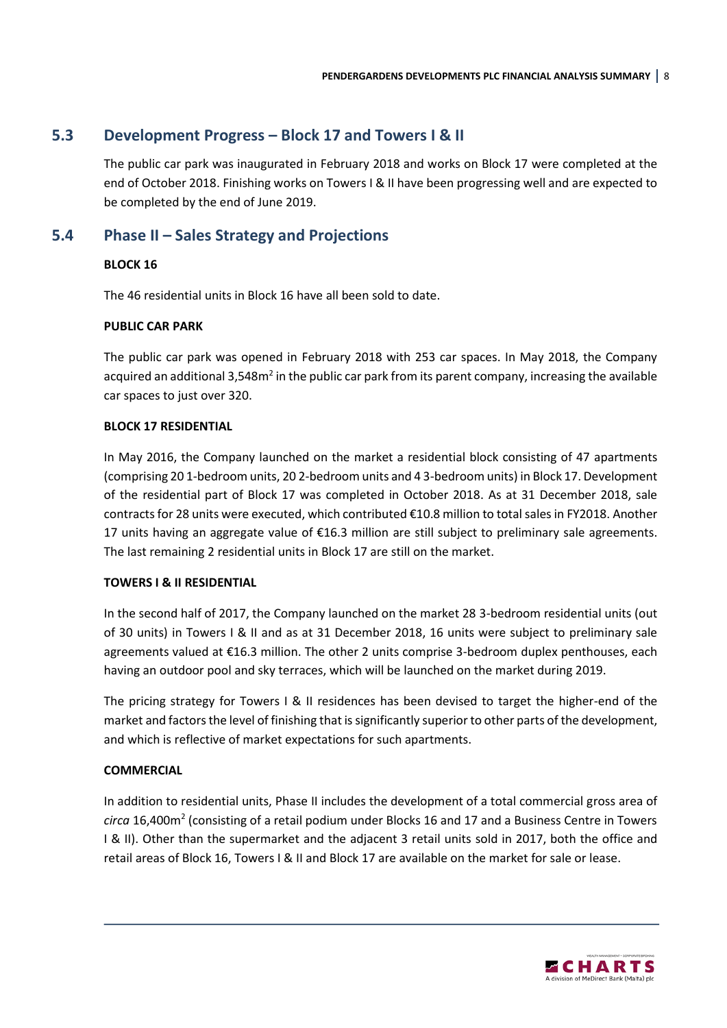## 5.3 Development Progress – Block 17 and Towers I & II

The public car park was inaugurated in February 2018 and works on Block 17 were completed at the end of October 2018. Finishing works on Towers I & II have been progressing well and are expected to be completed by the end of June 2019.

## 5.4 Phase II – Sales Strategy and Projections

**BLOCK 16**

The 46 residential units in Block 16 have all been sold to date.

**PUBLIC CAR PARK**

The public car park was opened in February 2018 with 253 car spaces. In May 2018, the Company acquired an additional 3,548m$^2$ in the public car park from its parent company, increasing the available car spaces to just over 320.

**BLOCK 17 RESIDENTIAL**

In May 2016, the Company launched on the market a residential block consisting of 47 apartments (comprising 20 1-bedroom units, 20 2-bedroom units and 4 3-bedroom units) in Block 17. Development of the residential part of Block 17 was completed in October 2018. As at 31 December 2018, sale contracts for 28 units were executed, which contributed €10.8 million to total sales in FY2018. Another 17 units having an aggregate value of €16.3 million are still subject to preliminary sale agreements. The last remaining 2 residential units in Block 17 are still on the market.

**TOWERS I & II RESIDENTIAL**

In the second half of 2017, the Company launched on the market 28 3-bedroom residential units (out of 30 units) in Towers I & II and as at 31 December 2018, 16 units were subject to preliminary sale agreements valued at €16.3 million. The other 2 units comprise 3-bedroom duplex penthouses, each having an outdoor pool and sky terraces, which will be launched on the market during 2019.

The pricing strategy for Towers I & II residences has been devised to target the higher-end of the market and factors the level of finishing that is significantly superior to other parts of the development, and which is reflective of market expectations for such apartments.

**COMMERCIAL**

In addition to residential units, Phase II includes the development of a total commercial gross area of *circa* 16,400m$^2$ (consisting of a retail podium under Blocks 16 and 17 and a Business Centre in Towers I & II). Other than the supermarket and the adjacent 3 retail units sold in 2017, both the office and retail areas of Block 16, Towers I & II and Block 17 are available on the market for sale or lease.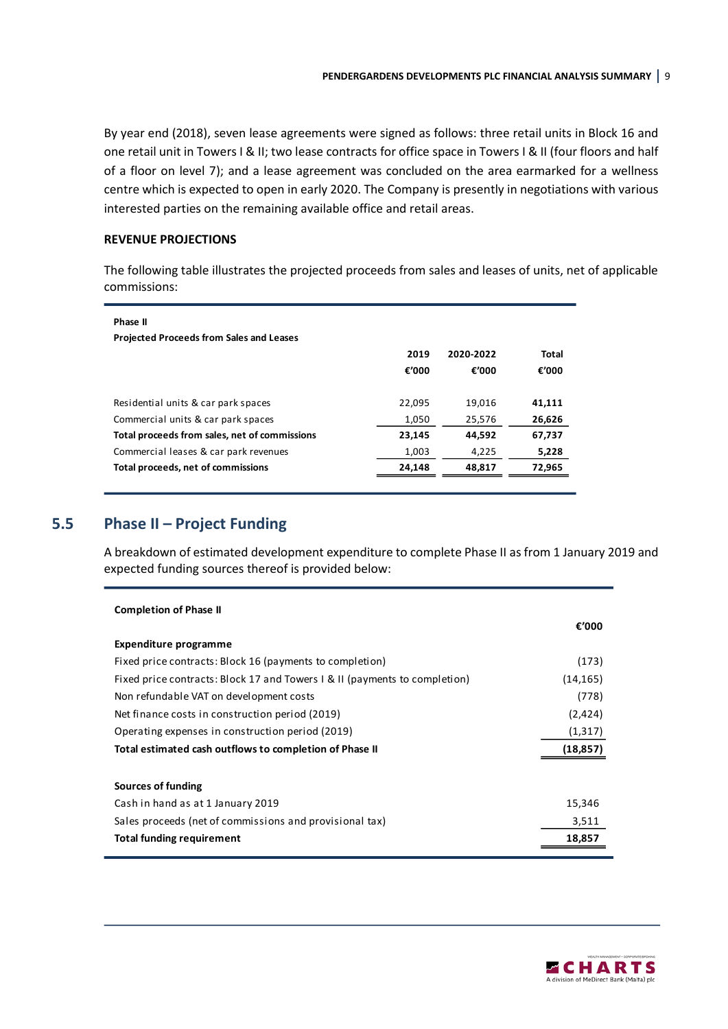By year end (2018), seven lease agreements were signed as follows: three retail units in Block 16 and one retail unit in Towers I & II; two lease contracts for office space in Towers I & II (four floors and half of a floor on level 7); and a lease agreement was concluded on the area earmarked for a wellness centre which is expected to open in early 2020. The Company is presently in negotiations with various interested parties on the remaining available office and retail areas.

**REVENUE PROJECTIONS**

The following table illustrates the projected proceeds from sales and leases of units, net of applicable commissions:

| **Phase II**<br>**Projected Proceeds from Sales and Leases** | **2019**<br>**€'000** | **2020-2022**<br>**€'000** | **Total**<br>**€'000** |
|---|---|---|---|
| Residential units & car park spaces | 22,095 | 19,016 | **41,111** |
| Commercial units & car park spaces | 1,050 | 25,576 | **26,626** |
| **Total proceeds from sales, net of commissions** | **23,145** | **44,592** | **67,737** |
| Commercial leases & car park revenues | 1,003 | 4,225 | **5,228** |
| **Total proceeds, net of commissions** | **24,148** | **48,817** | **72,965** |

## 5.5 Phase II – Project Funding

A breakdown of estimated development expenditure to complete Phase II as from 1 January 2019 and expected funding sources thereof is provided below:

| **Completion of Phase II** | **€'000** |
|---|---|
| **Expenditure programme** | |
| Fixed price contracts: Block 16 (payments to completion) | (173) |
| Fixed price contracts: Block 17 and Towers I & II (payments to completion) | (14,165) |
| Non refundable VAT on development costs | (778) |
| Net finance costs in construction period (2019) | (2,424) |
| Operating expenses in construction period (2019) | (1,317) |
| **Total estimated cash outflows to completion of Phase II** | **(18,857)** |
| | |
| **Sources of funding** | |
| Cash in hand as at 1 January 2019 | 15,346 |
| Sales proceeds (net of commissions and provisional tax) | 3,511 |
| **Total funding requirement** | **18,857** |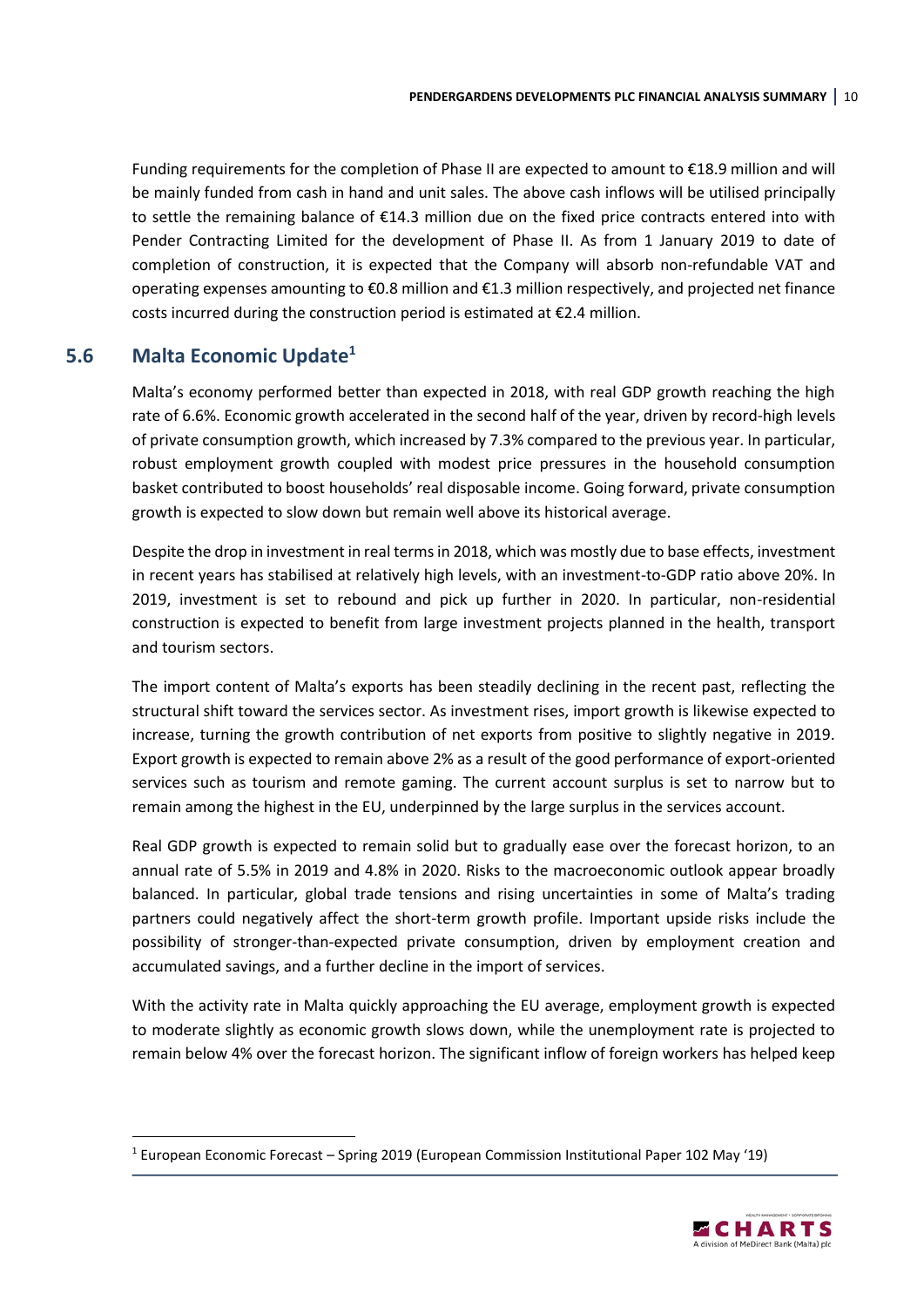Funding requirements for the completion of Phase II are expected to amount to €18.9 million and will be mainly funded from cash in hand and unit sales. The above cash inflows will be utilised principally to settle the remaining balance of €14.3 million due on the fixed price contracts entered into with Pender Contracting Limited for the development of Phase II. As from 1 January 2019 to date of completion of construction, it is expected that the Company will absorb non-refundable VAT and operating expenses amounting to €0.8 million and €1.3 million respectively, and projected net finance costs incurred during the construction period is estimated at €2.4 million.

## 5.6 Malta Economic Update[1]

Malta's economy performed better than expected in 2018, with real GDP growth reaching the high rate of 6.6%. Economic growth accelerated in the second half of the year, driven by record-high levels of private consumption growth, which increased by 7.3% compared to the previous year. In particular, robust employment growth coupled with modest price pressures in the household consumption basket contributed to boost households' real disposable income. Going forward, private consumption growth is expected to slow down but remain well above its historical average.

Despite the drop in investment in real terms in 2018, which was mostly due to base effects, investment in recent years has stabilised at relatively high levels, with an investment-to-GDP ratio above 20%. In 2019, investment is set to rebound and pick up further in 2020. In particular, non-residential construction is expected to benefit from large investment projects planned in the health, transport and tourism sectors.

The import content of Malta's exports has been steadily declining in the recent past, reflecting the structural shift toward the services sector. As investment rises, import growth is likewise expected to increase, turning the growth contribution of net exports from positive to slightly negative in 2019. Export growth is expected to remain above 2% as a result of the good performance of export-oriented services such as tourism and remote gaming. The current account surplus is set to narrow but to remain among the highest in the EU, underpinned by the large surplus in the services account.

Real GDP growth is expected to remain solid but to gradually ease over the forecast horizon, to an annual rate of 5.5% in 2019 and 4.8% in 2020. Risks to the macroeconomic outlook appear broadly balanced. In particular, global trade tensions and rising uncertainties in some of Malta's trading partners could negatively affect the short-term growth profile. Important upside risks include the possibility of stronger-than-expected private consumption, driven by employment creation and accumulated savings, and a further decline in the import of services.

With the activity rate in Malta quickly approaching the EU average, employment growth is expected to moderate slightly as economic growth slows down, while the unemployment rate is projected to remain below 4% over the forecast horizon. The significant inflow of foreign workers has helped keep

[1] European Economic Forecast – Spring 2019 (European Commission Institutional Paper 102 May '19)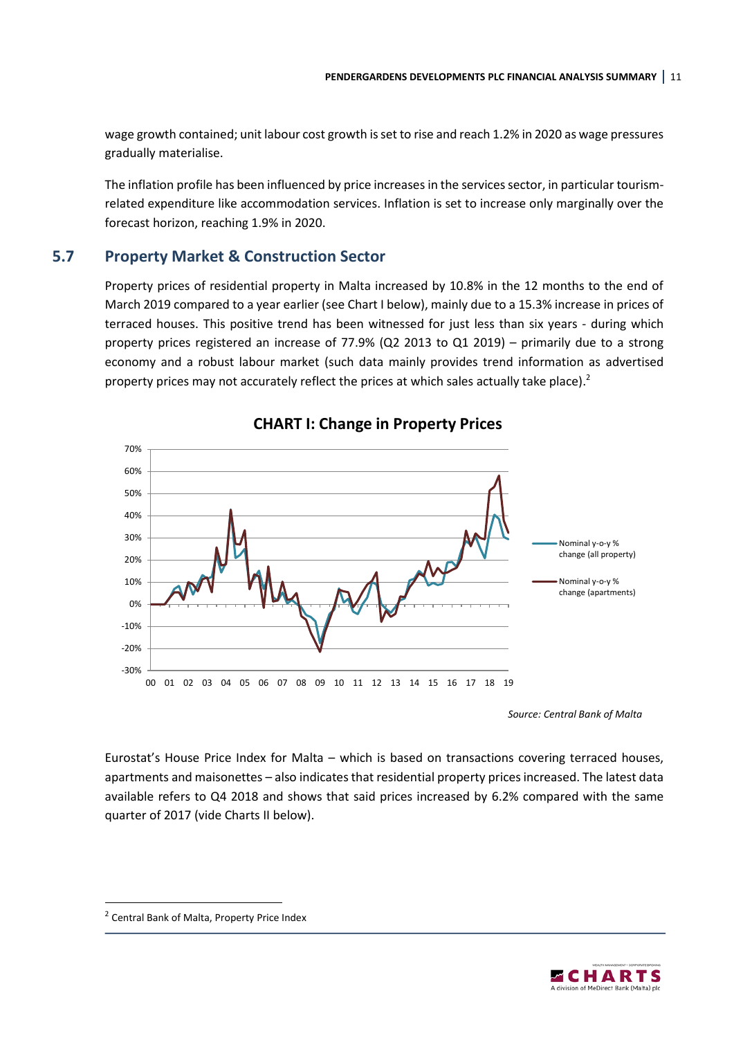wage growth contained; unit labour cost growth is set to rise and reach 1.2% in 2020 as wage pressures gradually materialise.

The inflation profile has been influenced by price increases in the services sector, in particular tourism-related expenditure like accommodation services. Inflation is set to increase only marginally over the forecast horizon, reaching 1.9% in 2020.

## 5.7 Property Market & Construction Sector

Property prices of residential property in Malta increased by 10.8% in the 12 months to the end of March 2019 compared to a year earlier (see Chart I below), mainly due to a 15.3% increase in prices of terraced houses. This positive trend has been witnessed for just less than six years - during which property prices registered an increase of 77.9% (Q2 2013 to Q1 2019) – primarily due to a strong economy and a robust labour market (such data mainly provides trend information as advertised property prices may not accurately reflect the prices at which sales actually take place).[2]

**CHART I: Change in Property Prices**

*Source: Central Bank of Malta*

Eurostat's House Price Index for Malta – which is based on transactions covering terraced houses, apartments and maisonettes – also indicates that residential property prices increased. The latest data available refers to Q4 2018 and shows that said prices increased by 6.2% compared with the same quarter of 2017 (vide Charts II below).

[2] Central Bank of Malta, Property Price Index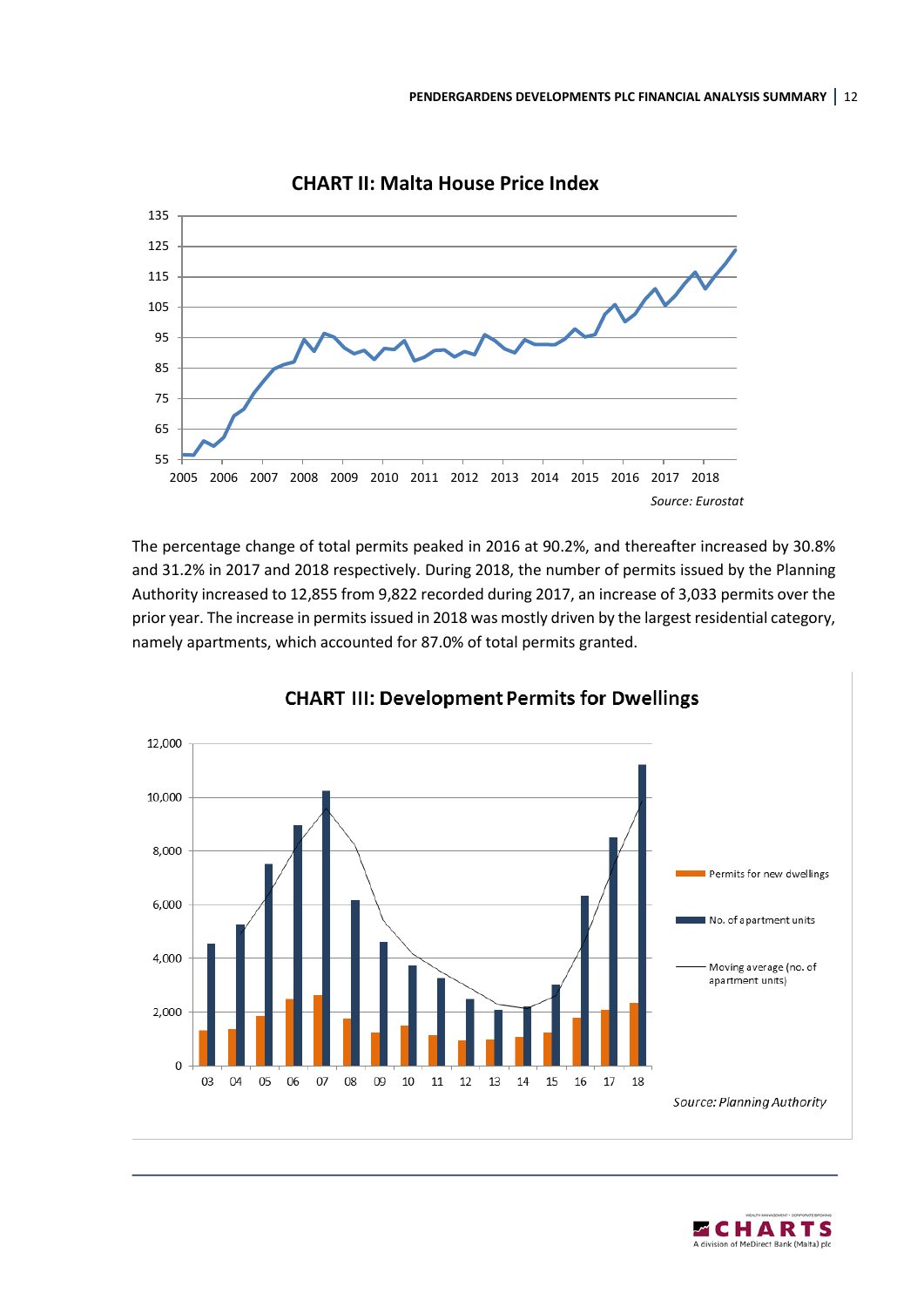**CHART II: Malta House Price Index**

*Source: Eurostat*

The percentage change of total permits peaked in 2016 at 90.2%, and thereafter increased by 30.8% and 31.2% in 2017 and 2018 respectively. During 2018, the number of permits issued by the Planning Authority increased to 12,855 from 9,822 recorded during 2017, an increase of 3,033 permits over the prior year. The increase in permits issued in 2018 was mostly driven by the largest residential category, namely apartments, which accounted for 87.0% of total permits granted.

**CHART III: Development Permits for Dwellings**

*Source: Planning Authority*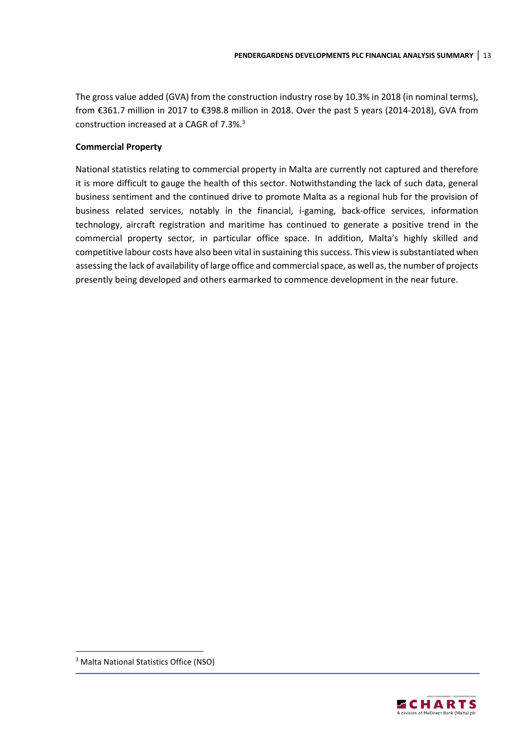The gross value added (GVA) from the construction industry rose by 10.3% in 2018 (in nominal terms), from €361.7 million in 2017 to €398.8 million in 2018. Over the past 5 years (2014-2018), GVA from construction increased at a CAGR of 7.3%.[3]

**Commercial Property**

National statistics relating to commercial property in Malta are currently not captured and therefore it is more difficult to gauge the health of this sector. Notwithstanding the lack of such data, general business sentiment and the continued drive to promote Malta as a regional hub for the provision of business related services, notably in the financial, i-gaming, back-office services, information technology, aircraft registration and maritime has continued to generate a positive trend in the commercial property sector, in particular office space. In addition, Malta's highly skilled and competitive labour costs have also been vital in sustaining this success. This view is substantiated when assessing the lack of availability of large office and commercial space, as well as, the number of projects presently being developed and others earmarked to commence development in the near future.

[3] Malta National Statistics Office (NSO)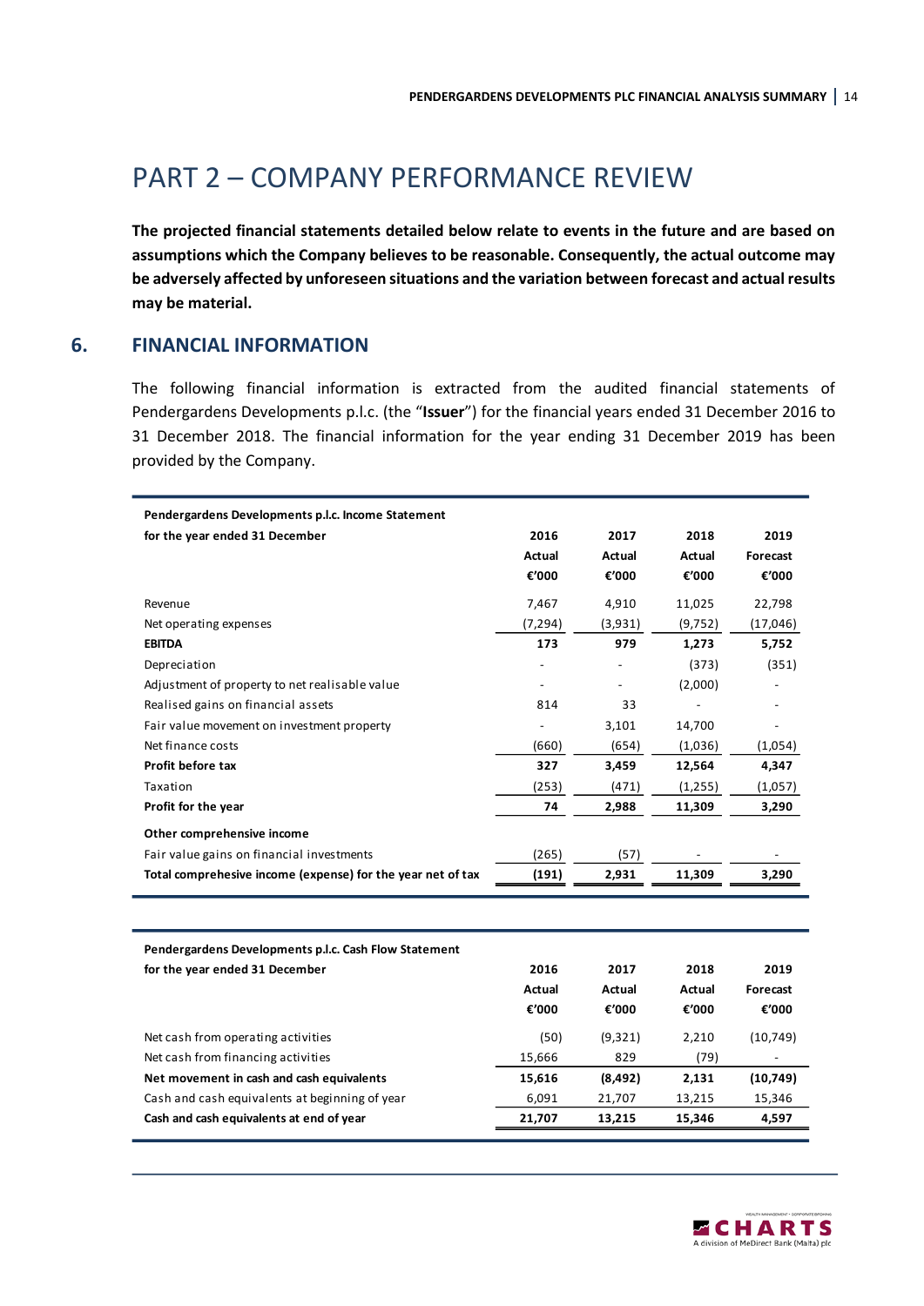# PART 2 – COMPANY PERFORMANCE REVIEW

**The projected financial statements detailed below relate to events in the future and are based on assumptions which the Company believes to be reasonable. Consequently, the actual outcome may be adversely affected by unforeseen situations and the variation between forecast and actual results may be material.**

## 6. FINANCIAL INFORMATION

The following financial information is extracted from the audited financial statements of Pendergardens Developments p.l.c. (the "**Issuer**") for the financial years ended 31 December 2016 to 31 December 2018. The financial information for the year ending 31 December 2019 has been provided by the Company.

| **Pendergardens Developments p.l.c. Income Statement for the year ended 31 December** | **2016 Actual €'000** | **2017 Actual €'000** | **2018 Actual €'000** | **2019 Forecast €'000** |
|---|---|---|---|---|
| Revenue | 7,467 | 4,910 | 11,025 | 22,798 |
| Net operating expenses | (7,294) | (3,931) | (9,752) | (17,046) |
| **EBITDA** | **173** | **979** | **1,273** | **5,752** |
| Depreciation | - | - | (373) | (351) |
| Adjustment of property to net realisable value | - | - | (2,000) | - |
| Realised gains on financial assets | 814 | 33 | - | - |
| Fair value movement on investment property | - | 3,101 | 14,700 | - |
| Net finance costs | (660) | (654) | (1,036) | (1,054) |
| **Profit before tax** | **327** | **3,459** | **12,564** | **4,347** |
| Taxation | (253) | (471) | (1,255) | (1,057) |
| **Profit for the year** | **74** | **2,988** | **11,309** | **3,290** |
| **Other comprehensive income** | | | | |
| Fair value gains on financial investments | (265) | (57) | - | - |
| **Total comprehesive income (expense) for the year net of tax** | **(191)** | **2,931** | **11,309** | **3,290** |

| **Pendergardens Developments p.l.c. Cash Flow Statement for the year ended 31 December** | **2016 Actual €'000** | **2017 Actual €'000** | **2018 Actual €'000** | **2019 Forecast €'000** |
|---|---|---|---|---|
| Net cash from operating activities | (50) | (9,321) | 2,210 | (10,749) |
| Net cash from financing activities | 15,666 | 829 | (79) | - |
| **Net movement in cash and cash equivalents** | **15,616** | **(8,492)** | **2,131** | **(10,749)** |
| Cash and cash equivalents at beginning of year | 6,091 | 21,707 | 13,215 | 15,346 |
| **Cash and cash equivalents at end of year** | **21,707** | **13,215** | **15,346** | **4,597** |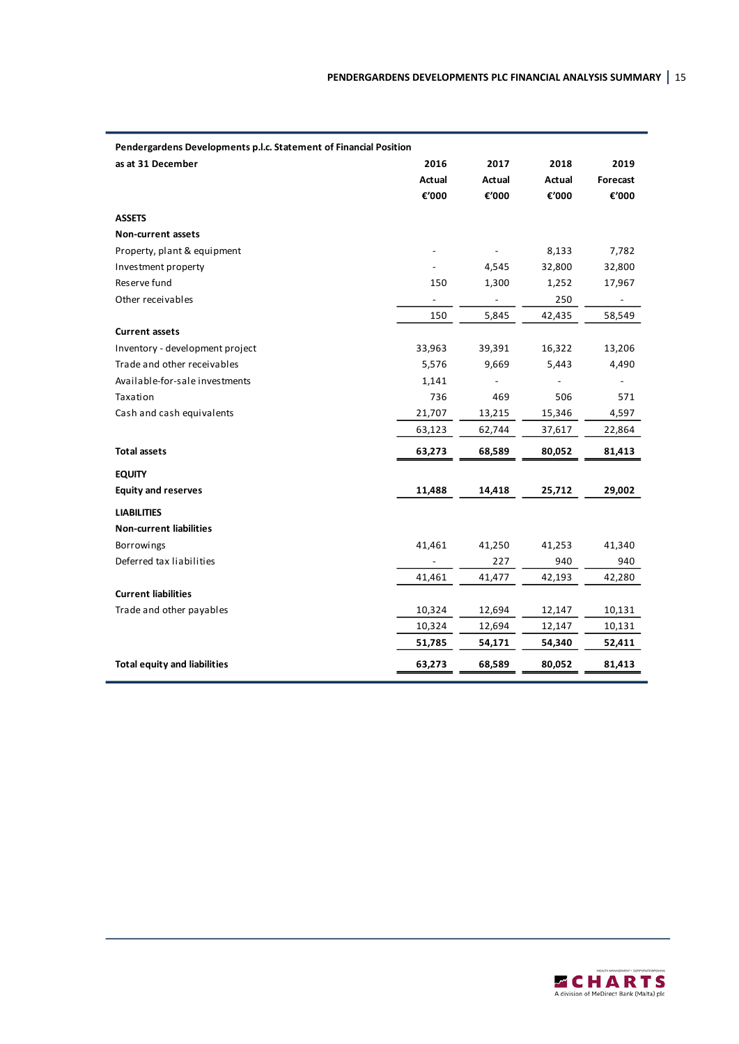| **Pendergardens Developments p.l.c. Statement of Financial Position** | | | | |
|---|---|---|---|---|
| **as at 31 December** | **2016** | **2017** | **2018** | **2019** |
| | **Actual** | **Actual** | **Actual** | **Forecast** |
| | **€'000** | **€'000** | **€'000** | **€'000** |
| **ASSETS** | | | | |
| **Non-current assets** | | | | |
| Property, plant & equipment | - | - | 8,133 | 7,782 |
| Investment property | - | 4,545 | 32,800 | 32,800 |
| Reserve fund | 150 | 1,300 | 1,252 | 17,967 |
| Other receivables | - | - | 250 | - |
| | 150 | 5,845 | 42,435 | 58,549 |
| **Current assets** | | | | |
| Inventory - development project | 33,963 | 39,391 | 16,322 | 13,206 |
| Trade and other receivables | 5,576 | 9,669 | 5,443 | 4,490 |
| Available-for-sale investments | 1,141 | - | - | - |
| Taxation | 736 | 469 | 506 | 571 |
| Cash and cash equivalents | 21,707 | 13,215 | 15,346 | 4,597 |
| | 63,123 | 62,744 | 37,617 | 22,864 |
| **Total assets** | **63,273** | **68,589** | **80,052** | **81,413** |
| **EQUITY** | | | | |
| **Equity and reserves** | **11,488** | **14,418** | **25,712** | **29,002** |
| **LIABILITIES** | | | | |
| **Non-current liabilities** | | | | |
| Borrowings | 41,461 | 41,250 | 41,253 | 41,340 |
| Deferred tax liabilities | - | 227 | 940 | 940 |
| | 41,461 | 41,477 | 42,193 | 42,280 |
| **Current liabilities** | | | | |
| Trade and other payables | 10,324 | 12,694 | 12,147 | 10,131 |
| | 10,324 | 12,694 | 12,147 | 10,131 |
| | **51,785** | **54,171** | **54,340** | **52,411** |
| **Total equity and liabilities** | **63,273** | **68,589** | **80,052** | **81,413** |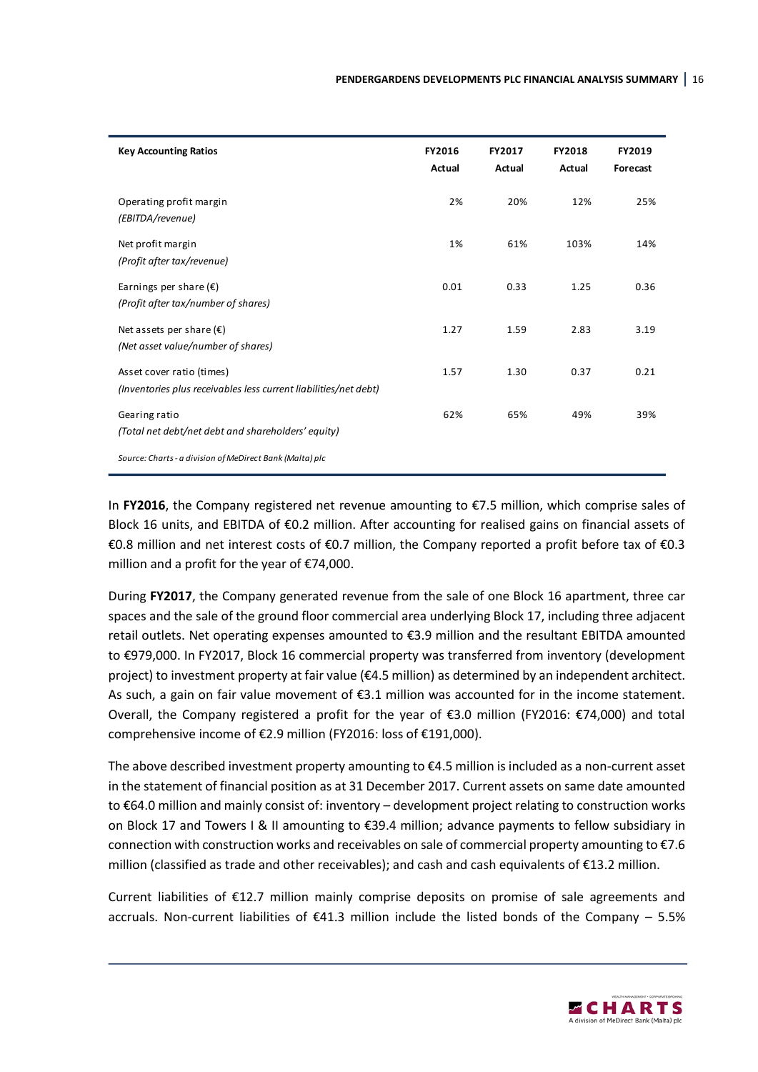| Key Accounting Ratios | FY2016 Actual | FY2017 Actual | FY2018 Actual | FY2019 Forecast |
|---|---|---|---|---|
| Operating profit margin *(EBITDA/revenue)* | 2% | 20% | 12% | 25% |
| Net profit margin *(Profit after tax/revenue)* | 1% | 61% | 103% | 14% |
| Earnings per share (€) *(Profit after tax/number of shares)* | 0.01 | 0.33 | 1.25 | 0.36 |
| Net assets per share (€) *(Net asset value/number of shares)* | 1.27 | 1.59 | 2.83 | 3.19 |
| Asset cover ratio (times) *(Inventories plus receivables less current liabilities/net debt)* | 1.57 | 1.30 | 0.37 | 0.21 |
| Gearing ratio *(Total net debt/net debt and shareholders' equity)* | 62% | 65% | 49% | 39% |

*Source: Charts - a division of MeDirect Bank (Malta) plc*

In **FY2016**, the Company registered net revenue amounting to €7.5 million, which comprise sales of Block 16 units, and EBITDA of €0.2 million. After accounting for realised gains on financial assets of €0.8 million and net interest costs of €0.7 million, the Company reported a profit before tax of €0.3 million and a profit for the year of €74,000.

During **FY2017**, the Company generated revenue from the sale of one Block 16 apartment, three car spaces and the sale of the ground floor commercial area underlying Block 17, including three adjacent retail outlets. Net operating expenses amounted to €3.9 million and the resultant EBITDA amounted to €979,000. In FY2017, Block 16 commercial property was transferred from inventory (development project) to investment property at fair value (€4.5 million) as determined by an independent architect. As such, a gain on fair value movement of €3.1 million was accounted for in the income statement. Overall, the Company registered a profit for the year of €3.0 million (FY2016: €74,000) and total comprehensive income of €2.9 million (FY2016: loss of €191,000).

The above described investment property amounting to €4.5 million is included as a non-current asset in the statement of financial position as at 31 December 2017. Current assets on same date amounted to €64.0 million and mainly consist of: inventory – development project relating to construction works on Block 17 and Towers I & II amounting to €39.4 million; advance payments to fellow subsidiary in connection with construction works and receivables on sale of commercial property amounting to €7.6 million (classified as trade and other receivables); and cash and cash equivalents of €13.2 million.

Current liabilities of €12.7 million mainly comprise deposits on promise of sale agreements and accruals. Non-current liabilities of €41.3 million include the listed bonds of the Company – 5.5%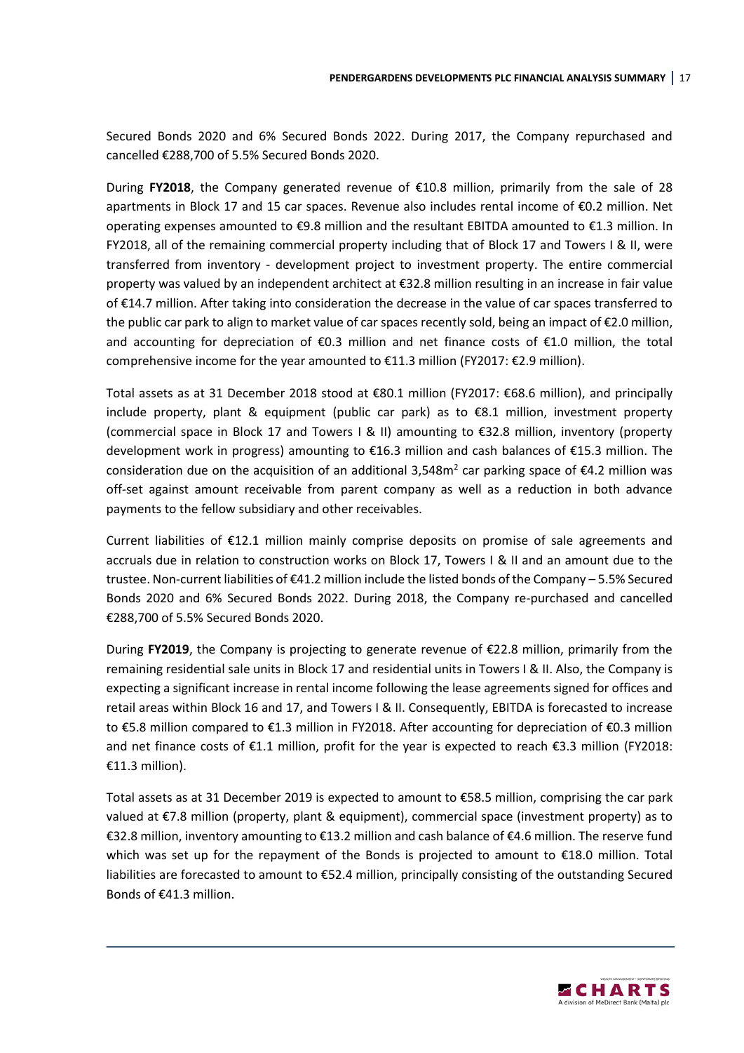Secured Bonds 2020 and 6% Secured Bonds 2022. During 2017, the Company repurchased and cancelled €288,700 of 5.5% Secured Bonds 2020.

During **FY2018**, the Company generated revenue of €10.8 million, primarily from the sale of 28 apartments in Block 17 and 15 car spaces. Revenue also includes rental income of €0.2 million. Net operating expenses amounted to €9.8 million and the resultant EBITDA amounted to €1.3 million. In FY2018, all of the remaining commercial property including that of Block 17 and Towers I & II, were transferred from inventory - development project to investment property. The entire commercial property was valued by an independent architect at €32.8 million resulting in an increase in fair value of €14.7 million. After taking into consideration the decrease in the value of car spaces transferred to the public car park to align to market value of car spaces recently sold, being an impact of €2.0 million, and accounting for depreciation of €0.3 million and net finance costs of €1.0 million, the total comprehensive income for the year amounted to €11.3 million (FY2017: €2.9 million).

Total assets as at 31 December 2018 stood at €80.1 million (FY2017: €68.6 million), and principally include property, plant & equipment (public car park) as to €8.1 million, investment property (commercial space in Block 17 and Towers I & II) amounting to €32.8 million, inventory (property development work in progress) amounting to €16.3 million and cash balances of €15.3 million. The consideration due on the acquisition of an additional 3,548m$^2$ car parking space of €4.2 million was off-set against amount receivable from parent company as well as a reduction in both advance payments to the fellow subsidiary and other receivables.

Current liabilities of €12.1 million mainly comprise deposits on promise of sale agreements and accruals due in relation to construction works on Block 17, Towers I & II and an amount due to the trustee. Non-current liabilities of €41.2 million include the listed bonds of the Company – 5.5% Secured Bonds 2020 and 6% Secured Bonds 2022. During 2018, the Company re-purchased and cancelled €288,700 of 5.5% Secured Bonds 2020.

During **FY2019**, the Company is projecting to generate revenue of €22.8 million, primarily from the remaining residential sale units in Block 17 and residential units in Towers I & II. Also, the Company is expecting a significant increase in rental income following the lease agreements signed for offices and retail areas within Block 16 and 17, and Towers I & II. Consequently, EBITDA is forecasted to increase to €5.8 million compared to €1.3 million in FY2018. After accounting for depreciation of €0.3 million and net finance costs of €1.1 million, profit for the year is expected to reach €3.3 million (FY2018: €11.3 million).

Total assets as at 31 December 2019 is expected to amount to €58.5 million, comprising the car park valued at €7.8 million (property, plant & equipment), commercial space (investment property) as to €32.8 million, inventory amounting to €13.2 million and cash balance of €4.6 million. The reserve fund which was set up for the repayment of the Bonds is projected to amount to €18.0 million. Total liabilities are forecasted to amount to €52.4 million, principally consisting of the outstanding Secured Bonds of €41.3 million.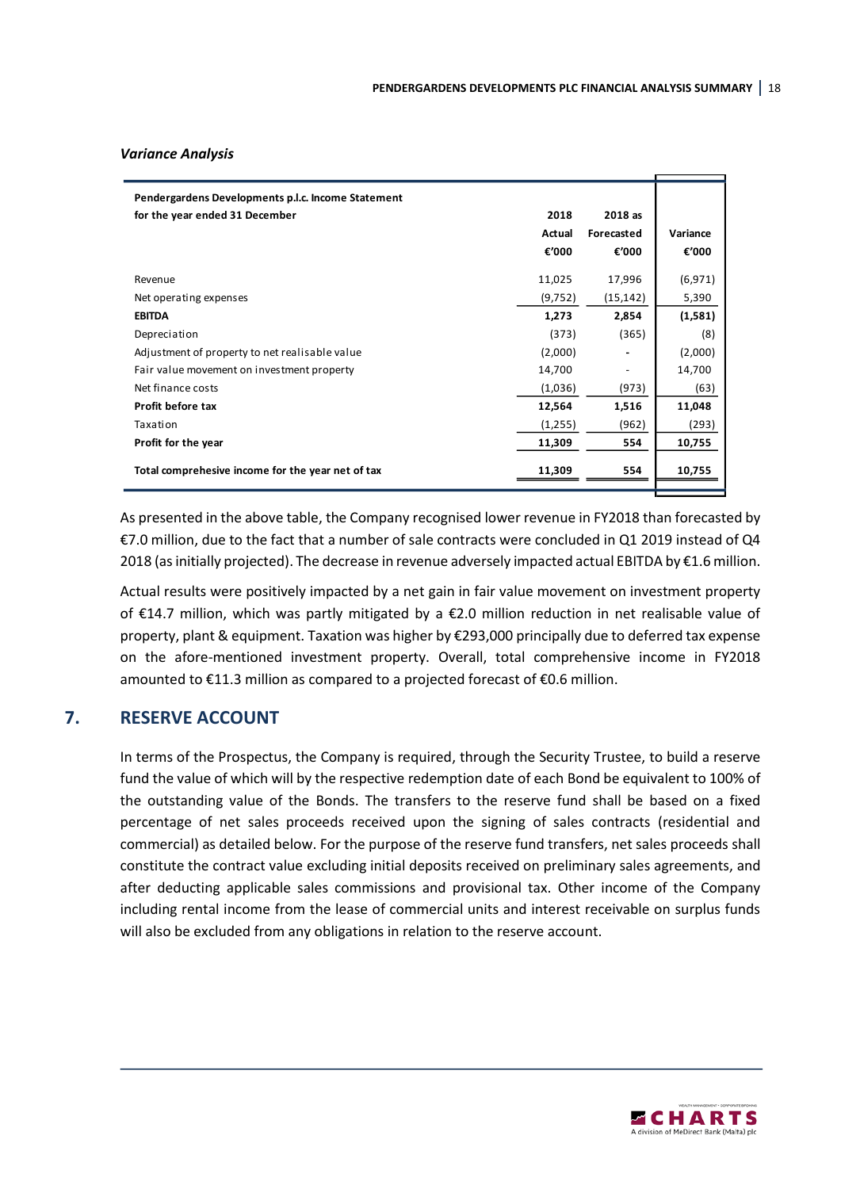*Variance Analysis*

| Pendergardens Developments p.l.c. Income Statement for the year ended 31 December | 2018 Actual €'000 | 2018 as Forecasted €'000 | Variance €'000 |
|---|---|---|---|
| Revenue | 11,025 | 17,996 | (6,971) |
| Net operating expenses | (9,752) | (15,142) | 5,390 |
| **EBITDA** | **1,273** | **2,854** | **(1,581)** |
| Depreciation | (373) | (365) | (8) |
| Adjustment of property to net realisable value | (2,000) | - | (2,000) |
| Fair value movement on investment property | 14,700 | - | 14,700 |
| Net finance costs | (1,036) | (973) | (63) |
| **Profit before tax** | **12,564** | **1,516** | **11,048** |
| Taxation | (1,255) | (962) | (293) |
| **Profit for the year** | **11,309** | **554** | **10,755** |
| **Total comprehesive income for the year net of tax** | **11,309** | **554** | **10,755** |

As presented in the above table, the Company recognised lower revenue in FY2018 than forecasted by €7.0 million, due to the fact that a number of sale contracts were concluded in Q1 2019 instead of Q4 2018 (as initially projected). The decrease in revenue adversely impacted actual EBITDA by €1.6 million.

Actual results were positively impacted by a net gain in fair value movement on investment property of €14.7 million, which was partly mitigated by a €2.0 million reduction in net realisable value of property, plant & equipment. Taxation was higher by €293,000 principally due to deferred tax expense on the afore-mentioned investment property. Overall, total comprehensive income in FY2018 amounted to €11.3 million as compared to a projected forecast of €0.6 million.

## 7. RESERVE ACCOUNT

In terms of the Prospectus, the Company is required, through the Security Trustee, to build a reserve fund the value of which will by the respective redemption date of each Bond be equivalent to 100% of the outstanding value of the Bonds. The transfers to the reserve fund shall be based on a fixed percentage of net sales proceeds received upon the signing of sales contracts (residential and commercial) as detailed below. For the purpose of the reserve fund transfers, net sales proceeds shall constitute the contract value excluding initial deposits received on preliminary sales agreements, and after deducting applicable sales commissions and provisional tax. Other income of the Company including rental income from the lease of commercial units and interest receivable on surplus funds will also be excluded from any obligations in relation to the reserve account.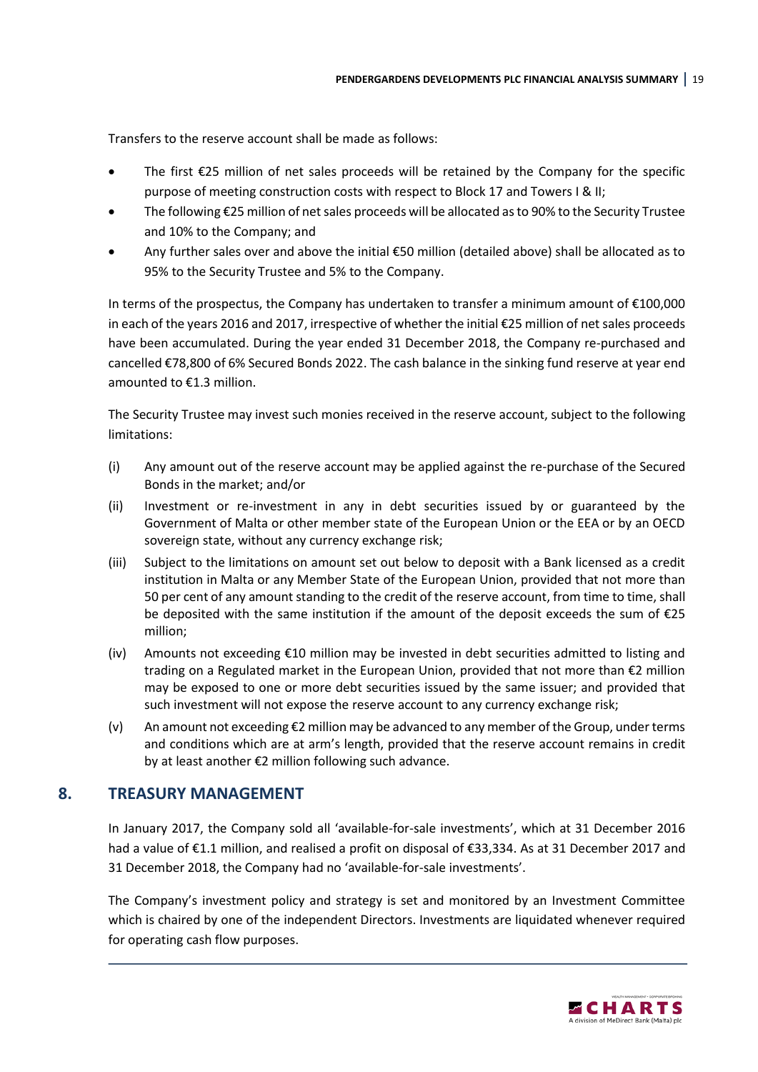Transfers to the reserve account shall be made as follows:

- The first €25 million of net sales proceeds will be retained by the Company for the specific purpose of meeting construction costs with respect to Block 17 and Towers I & II;
- The following €25 million of net sales proceeds will be allocated as to 90% to the Security Trustee and 10% to the Company; and
- Any further sales over and above the initial €50 million (detailed above) shall be allocated as to 95% to the Security Trustee and 5% to the Company.

In terms of the prospectus, the Company has undertaken to transfer a minimum amount of €100,000 in each of the years 2016 and 2017, irrespective of whether the initial €25 million of net sales proceeds have been accumulated. During the year ended 31 December 2018, the Company re-purchased and cancelled €78,800 of 6% Secured Bonds 2022. The cash balance in the sinking fund reserve at year end amounted to €1.3 million.

The Security Trustee may invest such monies received in the reserve account, subject to the following limitations:

(i) Any amount out of the reserve account may be applied against the re-purchase of the Secured Bonds in the market; and/or

(ii) Investment or re-investment in any in debt securities issued by or guaranteed by the Government of Malta or other member state of the European Union or the EEA or by an OECD sovereign state, without any currency exchange risk;

(iii) Subject to the limitations on amount set out below to deposit with a Bank licensed as a credit institution in Malta or any Member State of the European Union, provided that not more than 50 per cent of any amount standing to the credit of the reserve account, from time to time, shall be deposited with the same institution if the amount of the deposit exceeds the sum of €25 million;

(iv) Amounts not exceeding €10 million may be invested in debt securities admitted to listing and trading on a Regulated market in the European Union, provided that not more than €2 million may be exposed to one or more debt securities issued by the same issuer; and provided that such investment will not expose the reserve account to any currency exchange risk;

(v) An amount not exceeding €2 million may be advanced to any member of the Group, under terms and conditions which are at arm's length, provided that the reserve account remains in credit by at least another €2 million following such advance.

## 8. TREASURY MANAGEMENT

In January 2017, the Company sold all 'available-for-sale investments', which at 31 December 2016 had a value of €1.1 million, and realised a profit on disposal of €33,334. As at 31 December 2017 and 31 December 2018, the Company had no 'available-for-sale investments'.

The Company's investment policy and strategy is set and monitored by an Investment Committee which is chaired by one of the independent Directors. Investments are liquidated whenever required for operating cash flow purposes.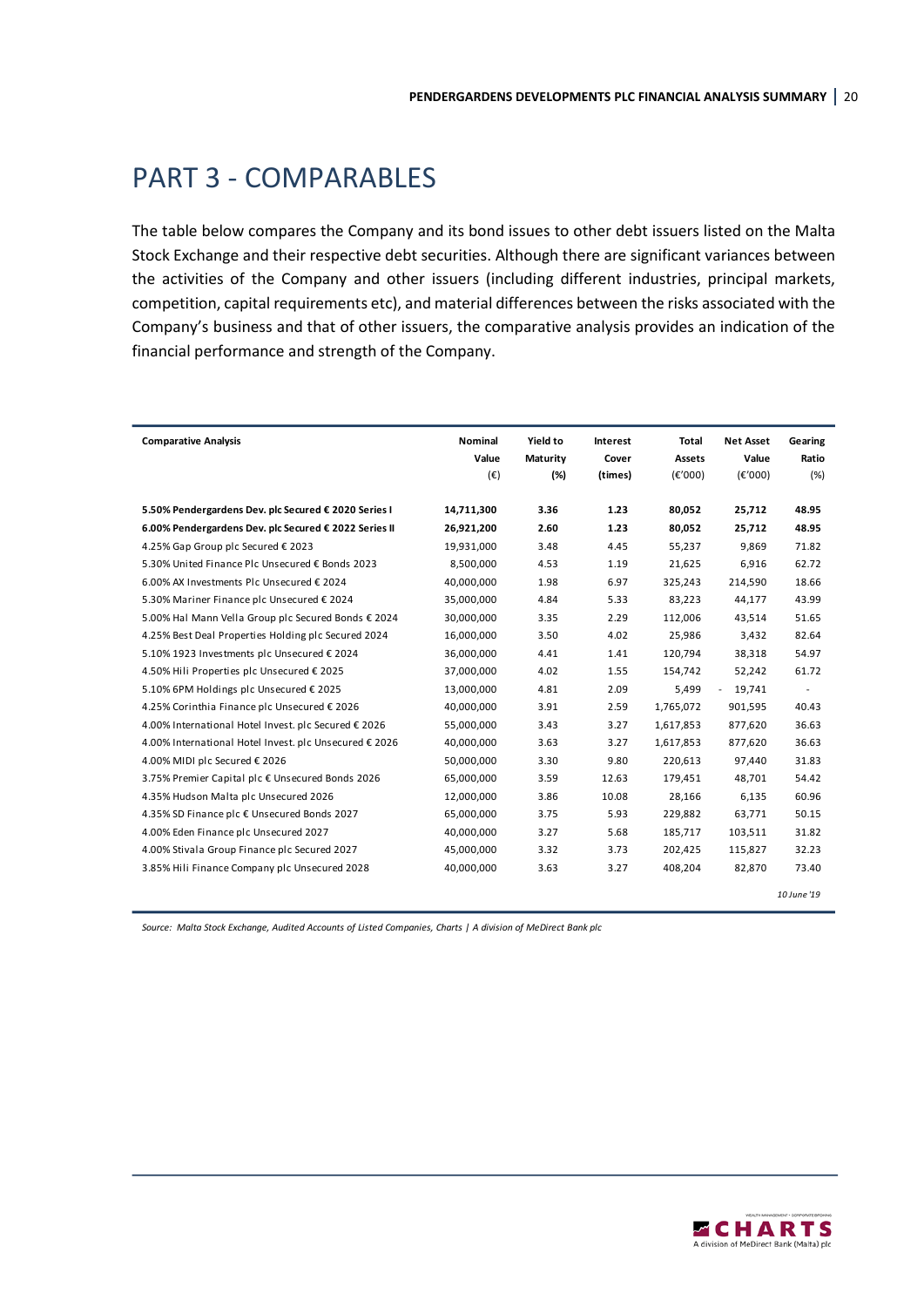# PART 3 - COMPARABLES

The table below compares the Company and its bond issues to other debt issuers listed on the Malta Stock Exchange and their respective debt securities. Although there are significant variances between the activities of the Company and other issuers (including different industries, principal markets, competition, capital requirements etc), and material differences between the risks associated with the Company's business and that of other issuers, the comparative analysis provides an indication of the financial performance and strength of the Company.

| Comparative Analysis | Nominal Value (€) | Yield to Maturity (%) | Interest Cover (times) | Total Assets (€'000) | Net Asset Value (€'000) | Gearing Ratio (%) |
|---|---|---|---|---|---|---|
| **5.50% Pendergardens Dev. plc Secured € 2020 Series I** | **14,711,300** | **3.36** | **1.23** | **80,052** | **25,712** | **48.95** |
| **6.00% Pendergardens Dev. plc Secured € 2022 Series II** | **26,921,200** | **2.60** | **1.23** | **80,052** | **25,712** | **48.95** |
| 4.25% Gap Group plc Secured € 2023 | 19,931,000 | 3.48 | 4.45 | 55,237 | 9,869 | 71.82 |
| 5.30% United Finance Plc Unsecured € Bonds 2023 | 8,500,000 | 4.53 | 1.19 | 21,625 | 6,916 | 62.72 |
| 6.00% AX Investments Plc Unsecured € 2024 | 40,000,000 | 1.98 | 6.97 | 325,243 | 214,590 | 18.66 |
| 5.30% Mariner Finance plc Unsecured € 2024 | 35,000,000 | 4.84 | 5.33 | 83,223 | 44,177 | 43.99 |
| 5.00% Hal Mann Vella Group plc Secured Bonds € 2024 | 30,000,000 | 3.35 | 2.29 | 112,006 | 43,514 | 51.65 |
| 4.25% Best Deal Properties Holding plc Secured 2024 | 16,000,000 | 3.50 | 4.02 | 25,986 | 3,432 | 82.64 |
| 5.10% 1923 Investments plc Unsecured € 2024 | 36,000,000 | 4.41 | 1.41 | 120,794 | 38,318 | 54.97 |
| 4.50% Hili Properties plc Unsecured € 2025 | 37,000,000 | 4.02 | 1.55 | 154,742 | 52,242 | 61.72 |
| 5.10% 6PM Holdings plc Unsecured € 2025 | 13,000,000 | 4.81 | 2.09 | 5,499 | - 19,741 | - |
| 4.25% Corinthia Finance plc Unsecured € 2026 | 40,000,000 | 3.91 | 2.59 | 1,765,072 | 901,595 | 40.43 |
| 4.00% International Hotel Invest. plc Secured € 2026 | 55,000,000 | 3.43 | 3.27 | 1,617,853 | 877,620 | 36.63 |
| 4.00% International Hotel Invest. plc Unsecured € 2026 | 40,000,000 | 3.63 | 3.27 | 1,617,853 | 877,620 | 36.63 |
| 4.00% MIDI plc Secured € 2026 | 50,000,000 | 3.30 | 9.80 | 220,613 | 97,440 | 31.83 |
| 3.75% Premier Capital plc € Unsecured Bonds 2026 | 65,000,000 | 3.59 | 12.63 | 179,451 | 48,701 | 54.42 |
| 4.35% Hudson Malta plc Unsecured 2026 | 12,000,000 | 3.86 | 10.08 | 28,166 | 6,135 | 60.96 |
| 4.35% SD Finance plc € Unsecured Bonds 2027 | 65,000,000 | 3.75 | 5.93 | 229,882 | 63,771 | 50.15 |
| 4.00% Eden Finance plc Unsecured 2027 | 40,000,000 | 3.27 | 5.68 | 185,717 | 103,511 | 31.82 |
| 4.00% Stivala Group Finance plc Secured 2027 | 45,000,000 | 3.32 | 3.73 | 202,425 | 115,827 | 32.23 |
| 3.85% Hili Finance Company plc Unsecured 2028 | 40,000,000 | 3.63 | 3.27 | 408,204 | 82,870 | 73.40 |

*10 June '19*

*Source: Malta Stock Exchange, Audited Accounts of Listed Companies, Charts | A division of MeDirect Bank plc*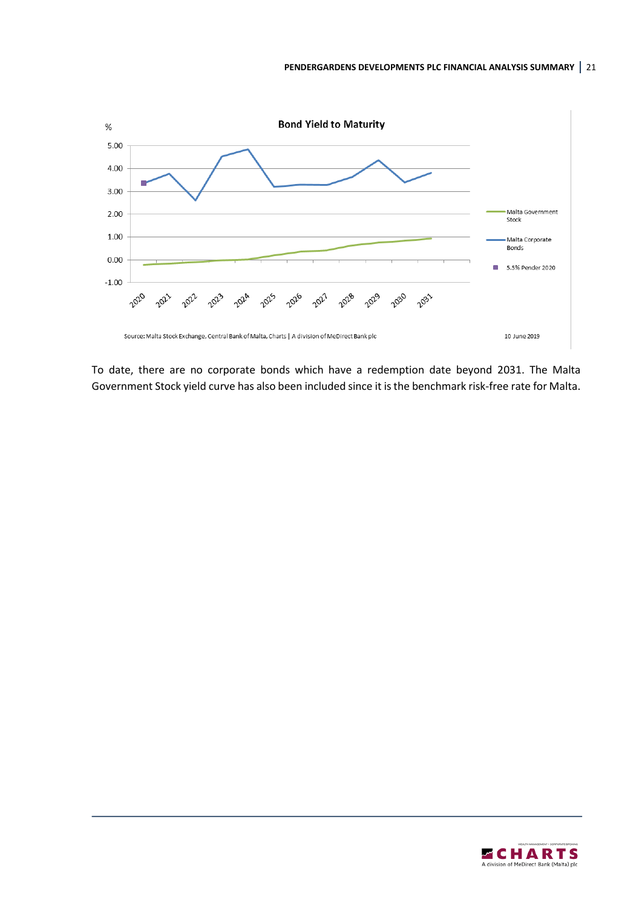**Bond Yield to Maturity**

Source: Malta Stock Exchange, Central Bank of Malta, Charts | A division of MeDirect Bank plc

10 June 2019

To date, there are no corporate bonds which have a redemption date beyond 2031. The Malta Government Stock yield curve has also been included since it is the benchmark risk-free rate for Malta.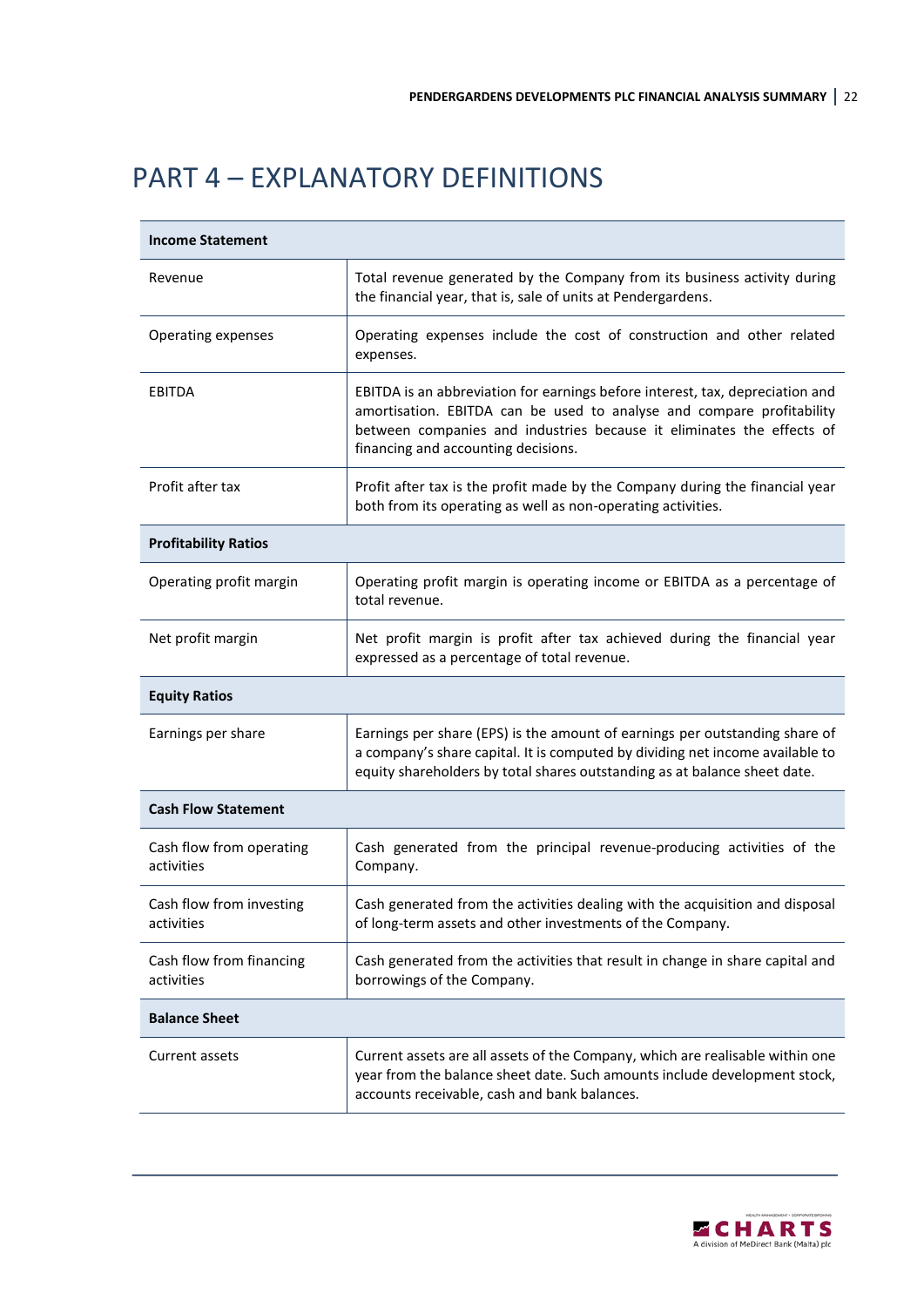# PART 4 – EXPLANATORY DEFINITIONS

| **Income Statement** | |
|---|---|
| Revenue | Total revenue generated by the Company from its business activity during the financial year, that is, sale of units at Pendergardens. |
| Operating expenses | Operating expenses include the cost of construction and other related expenses. |
| EBITDA | EBITDA is an abbreviation for earnings before interest, tax, depreciation and amortisation. EBITDA can be used to analyse and compare profitability between companies and industries because it eliminates the effects of financing and accounting decisions. |
| Profit after tax | Profit after tax is the profit made by the Company during the financial year both from its operating as well as non-operating activities. |
| **Profitability Ratios** | |
| Operating profit margin | Operating profit margin is operating income or EBITDA as a percentage of total revenue. |
| Net profit margin | Net profit margin is profit after tax achieved during the financial year expressed as a percentage of total revenue. |
| **Equity Ratios** | |
| Earnings per share | Earnings per share (EPS) is the amount of earnings per outstanding share of a company's share capital. It is computed by dividing net income available to equity shareholders by total shares outstanding as at balance sheet date. |
| **Cash Flow Statement** | |
| Cash flow from operating activities | Cash generated from the principal revenue-producing activities of the Company. |
| Cash flow from investing activities | Cash generated from the activities dealing with the acquisition and disposal of long-term assets and other investments of the Company. |
| Cash flow from financing activities | Cash generated from the activities that result in change in share capital and borrowings of the Company. |
| **Balance Sheet** | |
| Current assets | Current assets are all assets of the Company, which are realisable within one year from the balance sheet date. Such amounts include development stock, accounts receivable, cash and bank balances. |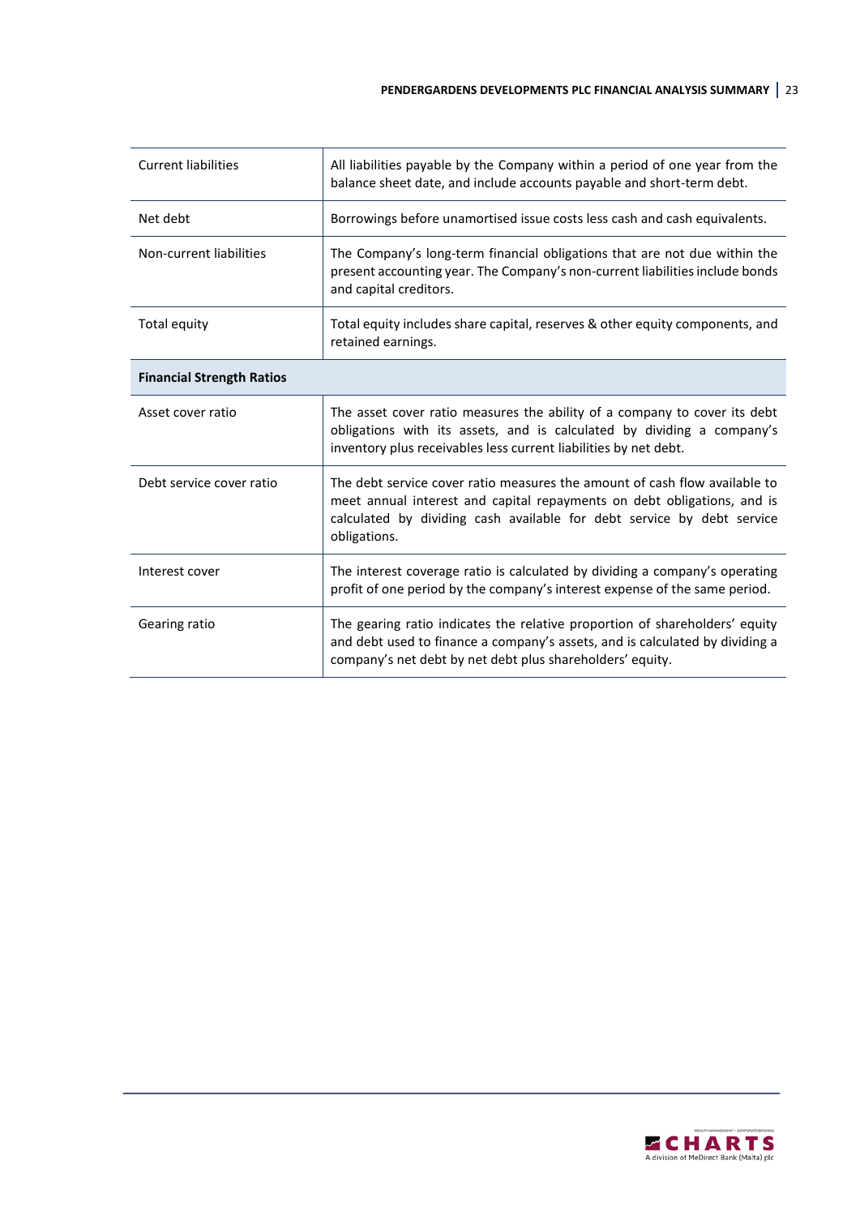| | |
|---|---|
| Current liabilities | All liabilities payable by the Company within a period of one year from the balance sheet date, and include accounts payable and short-term debt. |
| Net debt | Borrowings before unamortised issue costs less cash and cash equivalents. |
| Non-current liabilities | The Company's long-term financial obligations that are not due within the present accounting year. The Company's non-current liabilities include bonds and capital creditors. |
| Total equity | Total equity includes share capital, reserves & other equity components, and retained earnings. |
| **Financial Strength Ratios** | |
| Asset cover ratio | The asset cover ratio measures the ability of a company to cover its debt obligations with its assets, and is calculated by dividing a company's inventory plus receivables less current liabilities by net debt. |
| Debt service cover ratio | The debt service cover ratio measures the amount of cash flow available to meet annual interest and capital repayments on debt obligations, and is calculated by dividing cash available for debt service by debt service obligations. |
| Interest cover | The interest coverage ratio is calculated by dividing a company's operating profit of one period by the company's interest expense of the same period. |
| Gearing ratio | The gearing ratio indicates the relative proportion of shareholders' equity and debt used to finance a company's assets, and is calculated by dividing a company's net debt by net debt plus shareholders' equity. |